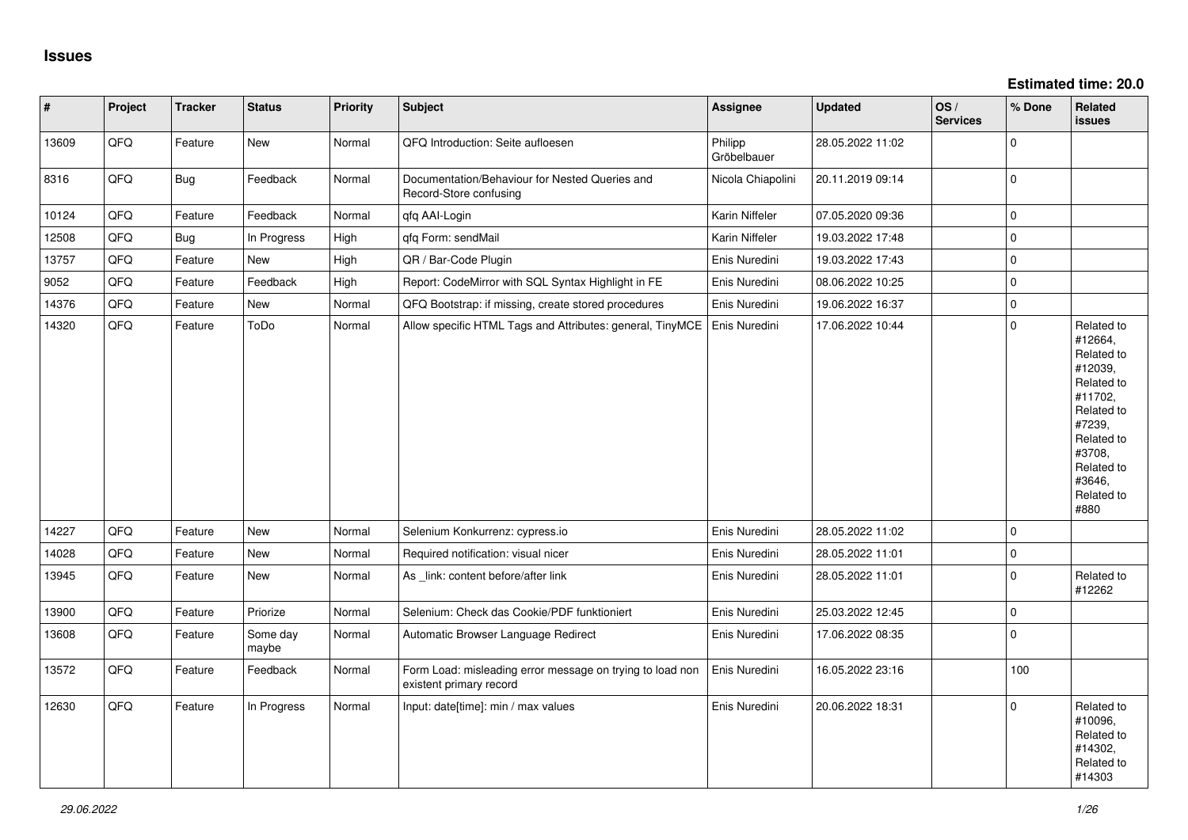## Issues

**Estimated time: 20.0**

| # | Project | Tracker | Status | Priority | Subject | Assignee | Updated | OS / Services | % Done | Related issues |
|---|---|---|---|---|---|---|---|---|---|---|
| 13609 | QFQ | Feature | New | Normal | QFQ Introduction: Seite aufloesen | Philipp Gröbelbauer | 28.05.2022 11:02 | | 0 | |
| 8316 | QFQ | Bug | Feedback | Normal | Documentation/Behaviour for Nested Queries and Record-Store confusing | Nicola Chiapolini | 20.11.2019 09:14 | | 0 | |
| 10124 | QFQ | Feature | Feedback | Normal | qfq AAI-Login | Karin Niffeler | 07.05.2020 09:36 | | 0 | |
| 12508 | QFQ | Bug | In Progress | High | qfq Form: sendMail | Karin Niffeler | 19.03.2022 17:48 | | 0 | |
| 13757 | QFQ | Feature | New | High | QR / Bar-Code Plugin | Enis Nuredini | 19.03.2022 17:43 | | 0 | |
| 9052 | QFQ | Feature | Feedback | High | Report: CodeMirror with SQL Syntax Highlight in FE | Enis Nuredini | 08.06.2022 10:25 | | 0 | |
| 14376 | QFQ | Feature | New | Normal | QFQ Bootstrap: if missing, create stored procedures | Enis Nuredini | 19.06.2022 16:37 | | 0 | |
| 14320 | QFQ | Feature | ToDo | Normal | Allow specific HTML Tags and Attributes: general, TinyMCE | Enis Nuredini | 17.06.2022 10:44 | | 0 | Related to #12664, Related to #12039, Related to #11702, Related to #7239, Related to #3708, Related to #3646, Related to #880 |
| 14227 | QFQ | Feature | New | Normal | Selenium Konkurrenz: cypress.io | Enis Nuredini | 28.05.2022 11:02 | | 0 | |
| 14028 | QFQ | Feature | New | Normal | Required notification: visual nicer | Enis Nuredini | 28.05.2022 11:01 | | 0 | |
| 13945 | QFQ | Feature | New | Normal | As _link: content before/after link | Enis Nuredini | 28.05.2022 11:01 | | 0 | Related to #12262 |
| 13900 | QFQ | Feature | Priorize | Normal | Selenium: Check das Cookie/PDF funktioniert | Enis Nuredini | 25.03.2022 12:45 | | 0 | |
| 13608 | QFQ | Feature | Some day maybe | Normal | Automatic Browser Language Redirect | Enis Nuredini | 17.06.2022 08:35 | | 0 | |
| 13572 | QFQ | Feature | Feedback | Normal | Form Load: misleading error message on trying to load non existent primary record | Enis Nuredini | 16.05.2022 23:16 | | 100 | |
| 12630 | QFQ | Feature | In Progress | Normal | Input: date[time]: min / max values | Enis Nuredini | 20.06.2022 18:31 | | 0 | Related to #10096, Related to #14302, Related to #14303 |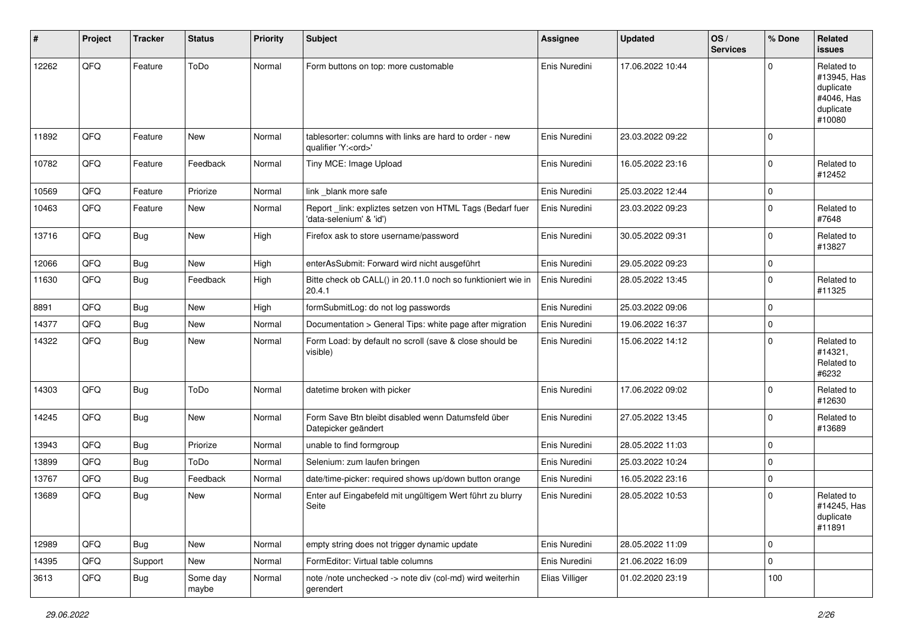| # | Project | Tracker | Status | Priority | Subject | Assignee | Updated | OS / Services | % Done | Related issues |
|---|---|---|---|---|---|---|---|---|---|---|
| 12262 | QFQ | Feature | ToDo | Normal | Form buttons on top: more customable | Enis Nuredini | 17.06.2022 10:44 | | 0 | Related to #13945, Has duplicate #4046, Has duplicate #10080 |
| 11892 | QFQ | Feature | New | Normal | tablesorter: columns with links are hard to order - new qualifier 'Y:<ord>' | Enis Nuredini | 23.03.2022 09:22 | | 0 | |
| 10782 | QFQ | Feature | Feedback | Normal | Tiny MCE: Image Upload | Enis Nuredini | 16.05.2022 23:16 | | 0 | Related to #12452 |
| 10569 | QFQ | Feature | Priorize | Normal | link _blank more safe | Enis Nuredini | 25.03.2022 12:44 | | 0 | |
| 10463 | QFQ | Feature | New | Normal | Report _link: expliztes setzen von HTML Tags (Bedarf fuer 'data-selenium' & 'id') | Enis Nuredini | 23.03.2022 09:23 | | 0 | Related to #7648 |
| 13716 | QFQ | Bug | New | High | Firefox ask to store username/password | Enis Nuredini | 30.05.2022 09:31 | | 0 | Related to #13827 |
| 12066 | QFQ | Bug | New | High | enterAsSubmit: Forward wird nicht ausgeführt | Enis Nuredini | 29.05.2022 09:23 | | 0 | |
| 11630 | QFQ | Bug | Feedback | High | Bitte check ob CALL() in 20.11.0 noch so funktioniert wie in 20.4.1 | Enis Nuredini | 28.05.2022 13:45 | | 0 | Related to #11325 |
| 8891 | QFQ | Bug | New | High | formSubmitLog: do not log passwords | Enis Nuredini | 25.03.2022 09:06 | | 0 | |
| 14377 | QFQ | Bug | New | Normal | Documentation > General Tips: white page after migration | Enis Nuredini | 19.06.2022 16:37 | | 0 | |
| 14322 | QFQ | Bug | New | Normal | Form Load: by default no scroll (save & close should be visible) | Enis Nuredini | 15.06.2022 14:12 | | 0 | Related to #14321, Related to #6232 |
| 14303 | QFQ | Bug | ToDo | Normal | datetime broken with picker | Enis Nuredini | 17.06.2022 09:02 | | 0 | Related to #12630 |
| 14245 | QFQ | Bug | New | Normal | Form Save Btn bleibt disabled wenn Datumsfeld über Datepicker geändert | Enis Nuredini | 27.05.2022 13:45 | | 0 | Related to #13689 |
| 13943 | QFQ | Bug | Priorize | Normal | unable to find formgroup | Enis Nuredini | 28.05.2022 11:03 | | 0 | |
| 13899 | QFQ | Bug | ToDo | Normal | Selenium: zum laufen bringen | Enis Nuredini | 25.03.2022 10:24 | | 0 | |
| 13767 | QFQ | Bug | Feedback | Normal | date/time-picker: required shows up/down button orange | Enis Nuredini | 16.05.2022 23:16 | | 0 | |
| 13689 | QFQ | Bug | New | Normal | Enter auf Eingabefeld mit ungültigem Wert führt zu blurry Seite | Enis Nuredini | 28.05.2022 10:53 | | 0 | Related to #14245, Has duplicate #11891 |
| 12989 | QFQ | Bug | New | Normal | empty string does not trigger dynamic update | Enis Nuredini | 28.05.2022 11:09 | | 0 | |
| 14395 | QFQ | Support | New | Normal | FormEditor: Virtual table columns | Enis Nuredini | 21.06.2022 16:09 | | 0 | |
| 3613 | QFQ | Bug | Some day maybe | Normal | note /note unchecked -> note div (col-md) wird weiterhin gerendert | Elias Villiger | 01.02.2020 23:19 | | 100 | |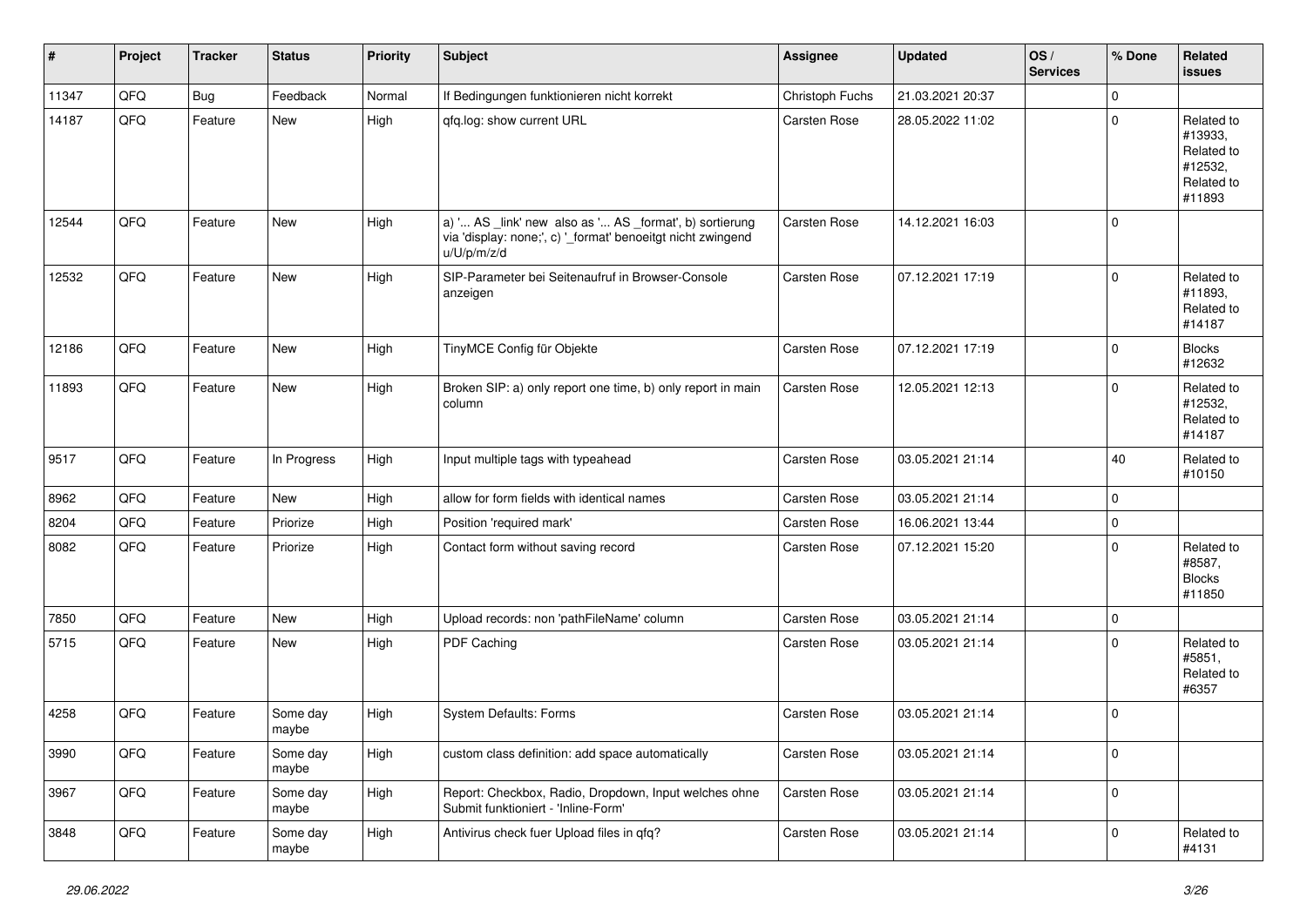| # | Project | Tracker | Status | Priority | Subject | Assignee | Updated | OS / Services | % Done | Related issues |
|---|---|---|---|---|---|---|---|---|---|---|
| 11347 | QFQ | Bug | Feedback | Normal | If Bedingungen funktionieren nicht korrekt | Christoph Fuchs | 21.03.2021 20:37 | | 0 | |
| 14187 | QFQ | Feature | New | High | qfq.log: show current URL | Carsten Rose | 28.05.2022 11:02 | | 0 | Related to #13933, Related to #12532, Related to #11893 |
| 12544 | QFQ | Feature | New | High | a) '... AS _link' new also as '... AS _format', b) sortierung via 'display: none;', c) '_format' benoeitgt nicht zwingend u/U/p/m/z/d | Carsten Rose | 14.12.2021 16:03 | | 0 | |
| 12532 | QFQ | Feature | New | High | SIP-Parameter bei Seitenaufruf in Browser-Console anzeigen | Carsten Rose | 07.12.2021 17:19 | | 0 | Related to #11893, Related to #14187 |
| 12186 | QFQ | Feature | New | High | TinyMCE Config für Objekte | Carsten Rose | 07.12.2021 17:19 | | 0 | Blocks #12632 |
| 11893 | QFQ | Feature | New | High | Broken SIP: a) only report one time, b) only report in main column | Carsten Rose | 12.05.2021 12:13 | | 0 | Related to #12532, Related to #14187 |
| 9517 | QFQ | Feature | In Progress | High | Input multiple tags with typeahead | Carsten Rose | 03.05.2021 21:14 | | 40 | Related to #10150 |
| 8962 | QFQ | Feature | New | High | allow for form fields with identical names | Carsten Rose | 03.05.2021 21:14 | | 0 | |
| 8204 | QFQ | Feature | Priorize | High | Position 'required mark' | Carsten Rose | 16.06.2021 13:44 | | 0 | |
| 8082 | QFQ | Feature | Priorize | High | Contact form without saving record | Carsten Rose | 07.12.2021 15:20 | | 0 | Related to #8587, Blocks #11850 |
| 7850 | QFQ | Feature | New | High | Upload records: non 'pathFileName' column | Carsten Rose | 03.05.2021 21:14 | | 0 | |
| 5715 | QFQ | Feature | New | High | PDF Caching | Carsten Rose | 03.05.2021 21:14 | | 0 | Related to #5851, Related to #6357 |
| 4258 | QFQ | Feature | Some day maybe | High | System Defaults: Forms | Carsten Rose | 03.05.2021 21:14 | | 0 | |
| 3990 | QFQ | Feature | Some day maybe | High | custom class definition: add space automatically | Carsten Rose | 03.05.2021 21:14 | | 0 | |
| 3967 | QFQ | Feature | Some day maybe | High | Report: Checkbox, Radio, Dropdown, Input welches ohne Submit funktioniert - 'Inline-Form' | Carsten Rose | 03.05.2021 21:14 | | 0 | |
| 3848 | QFQ | Feature | Some day maybe | High | Antivirus check fuer Upload files in qfq? | Carsten Rose | 03.05.2021 21:14 | | 0 | Related to #4131 |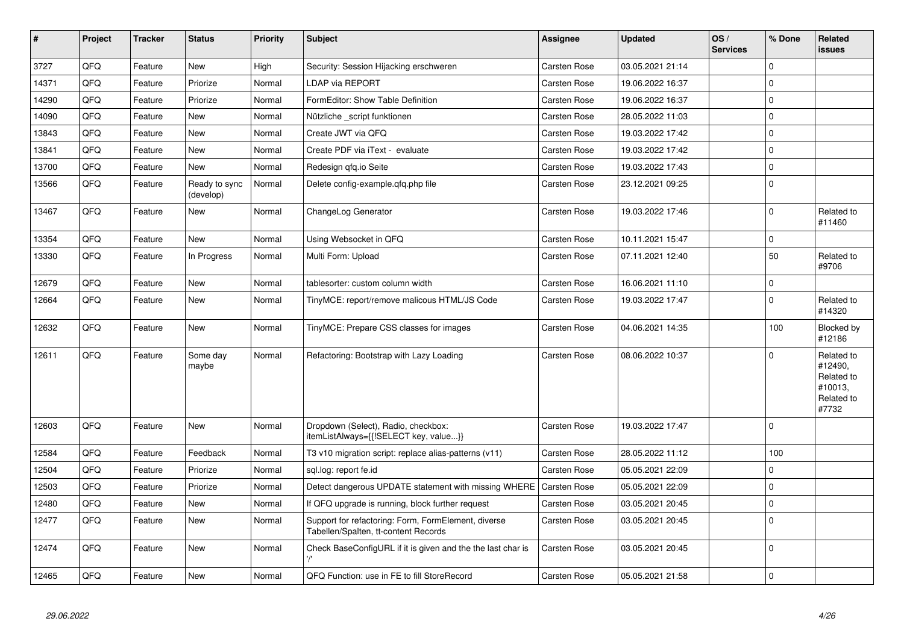| # | Project | Tracker | Status | Priority | Subject | Assignee | Updated | OS / Services | % Done | Related issues |
|---|---|---|---|---|---|---|---|---|---|---|
| 3727 | QFQ | Feature | New | High | Security: Session Hijacking erschweren | Carsten Rose | 03.05.2021 21:14 | | 0 | |
| 14371 | QFQ | Feature | Priorize | Normal | LDAP via REPORT | Carsten Rose | 19.06.2022 16:37 | | 0 | |
| 14290 | QFQ | Feature | Priorize | Normal | FormEditor: Show Table Definition | Carsten Rose | 19.06.2022 16:37 | | 0 | |
| 14090 | QFQ | Feature | New | Normal | Nützliche _script funktionen | Carsten Rose | 28.05.2022 11:03 | | 0 | |
| 13843 | QFQ | Feature | New | Normal | Create JWT via QFQ | Carsten Rose | 19.03.2022 17:42 | | 0 | |
| 13841 | QFQ | Feature | New | Normal | Create PDF via iText - evaluate | Carsten Rose | 19.03.2022 17:42 | | 0 | |
| 13700 | QFQ | Feature | New | Normal | Redesign qfq.io Seite | Carsten Rose | 19.03.2022 17:43 | | 0 | |
| 13566 | QFQ | Feature | Ready to sync (develop) | Normal | Delete config-example.qfq.php file | Carsten Rose | 23.12.2021 09:25 | | 0 | |
| 13467 | QFQ | Feature | New | Normal | ChangeLog Generator | Carsten Rose | 19.03.2022 17:46 | | 0 | Related to #11460 |
| 13354 | QFQ | Feature | New | Normal | Using Websocket in QFQ | Carsten Rose | 10.11.2021 15:47 | | 0 | |
| 13330 | QFQ | Feature | In Progress | Normal | Multi Form: Upload | Carsten Rose | 07.11.2021 12:40 | | 50 | Related to #9706 |
| 12679 | QFQ | Feature | New | Normal | tablesorter: custom column width | Carsten Rose | 16.06.2021 11:10 | | 0 | |
| 12664 | QFQ | Feature | New | Normal | TinyMCE: report/remove malicous HTML/JS Code | Carsten Rose | 19.03.2022 17:47 | | 0 | Related to #14320 |
| 12632 | QFQ | Feature | New | Normal | TinyMCE: Prepare CSS classes for images | Carsten Rose | 04.06.2021 14:35 | | 100 | Blocked by #12186 |
| 12611 | QFQ | Feature | Some day maybe | Normal | Refactoring: Bootstrap with Lazy Loading | Carsten Rose | 08.06.2022 10:37 | | 0 | Related to #12490, Related to #10013, Related to #7732 |
| 12603 | QFQ | Feature | New | Normal | Dropdown (Select), Radio, checkbox: itemListAlways={{!SELECT key, value...}} | Carsten Rose | 19.03.2022 17:47 | | 0 | |
| 12584 | QFQ | Feature | Feedback | Normal | T3 v10 migration script: replace alias-patterns (v11) | Carsten Rose | 28.05.2022 11:12 | | 100 | |
| 12504 | QFQ | Feature | Priorize | Normal | sql.log: report fe.id | Carsten Rose | 05.05.2021 22:09 | | 0 | |
| 12503 | QFQ | Feature | Priorize | Normal | Detect dangerous UPDATE statement with missing WHERE | Carsten Rose | 05.05.2021 22:09 | | 0 | |
| 12480 | QFQ | Feature | New | Normal | If QFQ upgrade is running, block further request | Carsten Rose | 03.05.2021 20:45 | | 0 | |
| 12477 | QFQ | Feature | New | Normal | Support for refactoring: Form, FormElement, diverse Tabellen/Spalten, tt-content Records | Carsten Rose | 03.05.2021 20:45 | | 0 | |
| 12474 | QFQ | Feature | New | Normal | Check BaseConfigURL if it is given and the the last char is '/' | Carsten Rose | 03.05.2021 20:45 | | 0 | |
| 12465 | QFQ | Feature | New | Normal | QFQ Function: use in FE to fill StoreRecord | Carsten Rose | 05.05.2021 21:58 | | 0 | |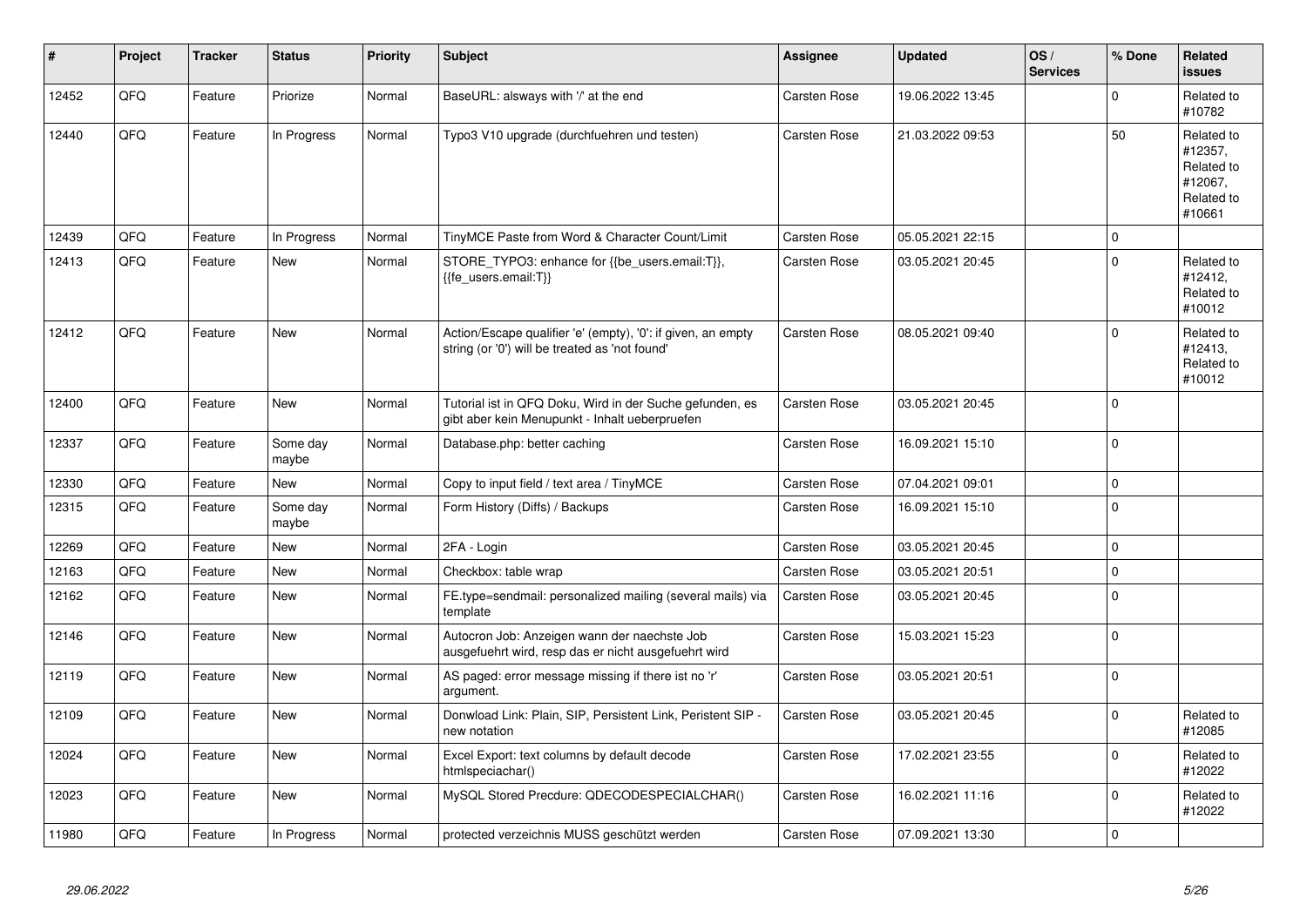| # | Project | Tracker | Status | Priority | Subject | Assignee | Updated | OS / Services | % Done | Related issues |
|---|---|---|---|---|---|---|---|---|---|---|
| 12452 | QFQ | Feature | Priorize | Normal | BaseURL: alsways with '/' at the end | Carsten Rose | 19.06.2022 13:45 | | 0 | Related to #10782 |
| 12440 | QFQ | Feature | In Progress | Normal | Typo3 V10 upgrade (durchfuehren und testen) | Carsten Rose | 21.03.2022 09:53 | | 50 | Related to #12357, Related to #12067, Related to #10661 |
| 12439 | QFQ | Feature | In Progress | Normal | TinyMCE Paste from Word & Character Count/Limit | Carsten Rose | 05.05.2021 22:15 | | 0 | |
| 12413 | QFQ | Feature | New | Normal | STORE_TYPO3: enhance for {{be_users.email:T}}, {{fe_users.email:T}} | Carsten Rose | 03.05.2021 20:45 | | 0 | Related to #12412, Related to #10012 |
| 12412 | QFQ | Feature | New | Normal | Action/Escape qualifier 'e' (empty), '0': if given, an empty string (or '0') will be treated as 'not found' | Carsten Rose | 08.05.2021 09:40 | | 0 | Related to #12413, Related to #10012 |
| 12400 | QFQ | Feature | New | Normal | Tutorial ist in QFQ Doku, Wird in der Suche gefunden, es gibt aber kein Menupunkt - Inhalt ueberpruefen | Carsten Rose | 03.05.2021 20:45 | | 0 | |
| 12337 | QFQ | Feature | Some day maybe | Normal | Database.php: better caching | Carsten Rose | 16.09.2021 15:10 | | 0 | |
| 12330 | QFQ | Feature | New | Normal | Copy to input field / text area / TinyMCE | Carsten Rose | 07.04.2021 09:01 | | 0 | |
| 12315 | QFQ | Feature | Some day maybe | Normal | Form History (Diffs) / Backups | Carsten Rose | 16.09.2021 15:10 | | 0 | |
| 12269 | QFQ | Feature | New | Normal | 2FA - Login | Carsten Rose | 03.05.2021 20:45 | | 0 | |
| 12163 | QFQ | Feature | New | Normal | Checkbox: table wrap | Carsten Rose | 03.05.2021 20:51 | | 0 | |
| 12162 | QFQ | Feature | New | Normal | FE.type=sendmail: personalized mailing (several mails) via template | Carsten Rose | 03.05.2021 20:45 | | 0 | |
| 12146 | QFQ | Feature | New | Normal | Autocron Job: Anzeigen wann der naechste Job ausgefuehrt wird, resp das er nicht ausgefuehrt wird | Carsten Rose | 15.03.2021 15:23 | | 0 | |
| 12119 | QFQ | Feature | New | Normal | AS paged: error message missing if there ist no 'r' argument. | Carsten Rose | 03.05.2021 20:51 | | 0 | |
| 12109 | QFQ | Feature | New | Normal | Donwload Link: Plain, SIP, Persistent Link, Peristent SIP - new notation | Carsten Rose | 03.05.2021 20:45 | | 0 | Related to #12085 |
| 12024 | QFQ | Feature | New | Normal | Excel Export: text columns by default decode htmlspeciachar() | Carsten Rose | 17.02.2021 23:55 | | 0 | Related to #12022 |
| 12023 | QFQ | Feature | New | Normal | MySQL Stored Precdure: QDECODESPECIALCHAR() | Carsten Rose | 16.02.2021 11:16 | | 0 | Related to #12022 |
| 11980 | QFQ | Feature | In Progress | Normal | protected verzeichnis MUSS geschützt werden | Carsten Rose | 07.09.2021 13:30 | | 0 | |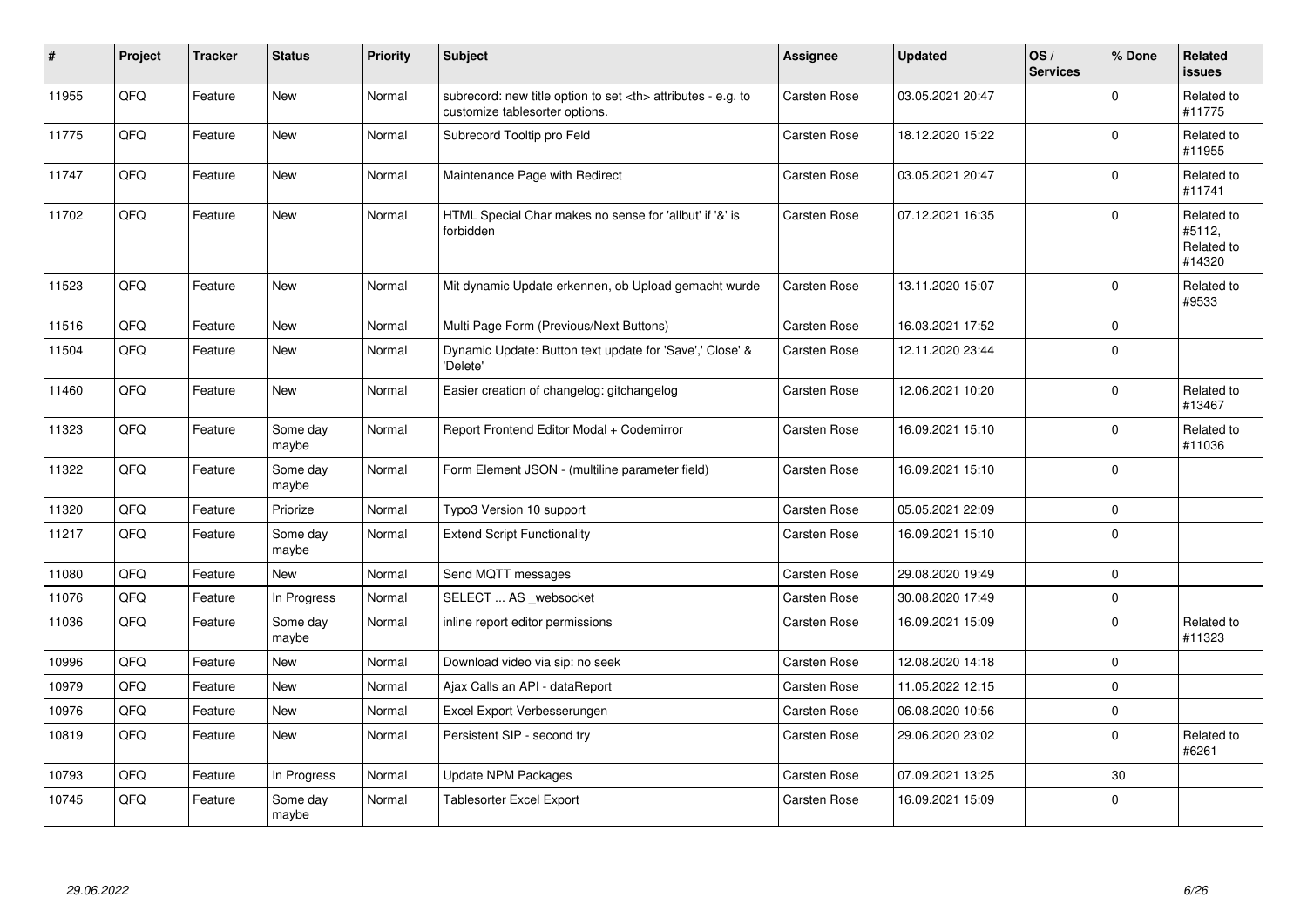| # | Project | Tracker | Status | Priority | Subject | Assignee | Updated | OS / Services | % Done | Related issues |
|---|---|---|---|---|---|---|---|---|---|---|
| 11955 | QFQ | Feature | New | Normal | subrecord: new title option to set <th> attributes - e.g. to customize tablesorter options. | Carsten Rose | 03.05.2021 20:47 | | 0 | Related to #11775 |
| 11775 | QFQ | Feature | New | Normal | Subrecord Tooltip pro Feld | Carsten Rose | 18.12.2020 15:22 | | 0 | Related to #11955 |
| 11747 | QFQ | Feature | New | Normal | Maintenance Page with Redirect | Carsten Rose | 03.05.2021 20:47 | | 0 | Related to #11741 |
| 11702 | QFQ | Feature | New | Normal | HTML Special Char makes no sense for 'allbut' if '&' is forbidden | Carsten Rose | 07.12.2021 16:35 | | 0 | Related to #5112, Related to #14320 |
| 11523 | QFQ | Feature | New | Normal | Mit dynamic Update erkennen, ob Upload gemacht wurde | Carsten Rose | 13.11.2020 15:07 | | 0 | Related to #9533 |
| 11516 | QFQ | Feature | New | Normal | Multi Page Form (Previous/Next Buttons) | Carsten Rose | 16.03.2021 17:52 | | 0 | |
| 11504 | QFQ | Feature | New | Normal | Dynamic Update: Button text update for 'Save',' Close' & 'Delete' | Carsten Rose | 12.11.2020 23:44 | | 0 | |
| 11460 | QFQ | Feature | New | Normal | Easier creation of changelog: gitchangelog | Carsten Rose | 12.06.2021 10:20 | | 0 | Related to #13467 |
| 11323 | QFQ | Feature | Some day maybe | Normal | Report Frontend Editor Modal + Codemirror | Carsten Rose | 16.09.2021 15:10 | | 0 | Related to #11036 |
| 11322 | QFQ | Feature | Some day maybe | Normal | Form Element JSON - (multiline parameter field) | Carsten Rose | 16.09.2021 15:10 | | 0 | |
| 11320 | QFQ | Feature | Priorize | Normal | Typo3 Version 10 support | Carsten Rose | 05.05.2021 22:09 | | 0 | |
| 11217 | QFQ | Feature | Some day maybe | Normal | Extend Script Functionality | Carsten Rose | 16.09.2021 15:10 | | 0 | |
| 11080 | QFQ | Feature | New | Normal | Send MQTT messages | Carsten Rose | 29.08.2020 19:49 | | 0 | |
| 11076 | QFQ | Feature | In Progress | Normal | SELECT ... AS _websocket | Carsten Rose | 30.08.2020 17:49 | | 0 | |
| 11036 | QFQ | Feature | Some day maybe | Normal | inline report editor permissions | Carsten Rose | 16.09.2021 15:09 | | 0 | Related to #11323 |
| 10996 | QFQ | Feature | New | Normal | Download video via sip: no seek | Carsten Rose | 12.08.2020 14:18 | | 0 | |
| 10979 | QFQ | Feature | New | Normal | Ajax Calls an API - dataReport | Carsten Rose | 11.05.2022 12:15 | | 0 | |
| 10976 | QFQ | Feature | New | Normal | Excel Export Verbesserungen | Carsten Rose | 06.08.2020 10:56 | | 0 | |
| 10819 | QFQ | Feature | New | Normal | Persistent SIP - second try | Carsten Rose | 29.06.2020 23:02 | | 0 | Related to #6261 |
| 10793 | QFQ | Feature | In Progress | Normal | Update NPM Packages | Carsten Rose | 07.09.2021 13:25 | | 30 | |
| 10745 | QFQ | Feature | Some day maybe | Normal | Tablesorter Excel Export | Carsten Rose | 16.09.2021 15:09 | | 0 | |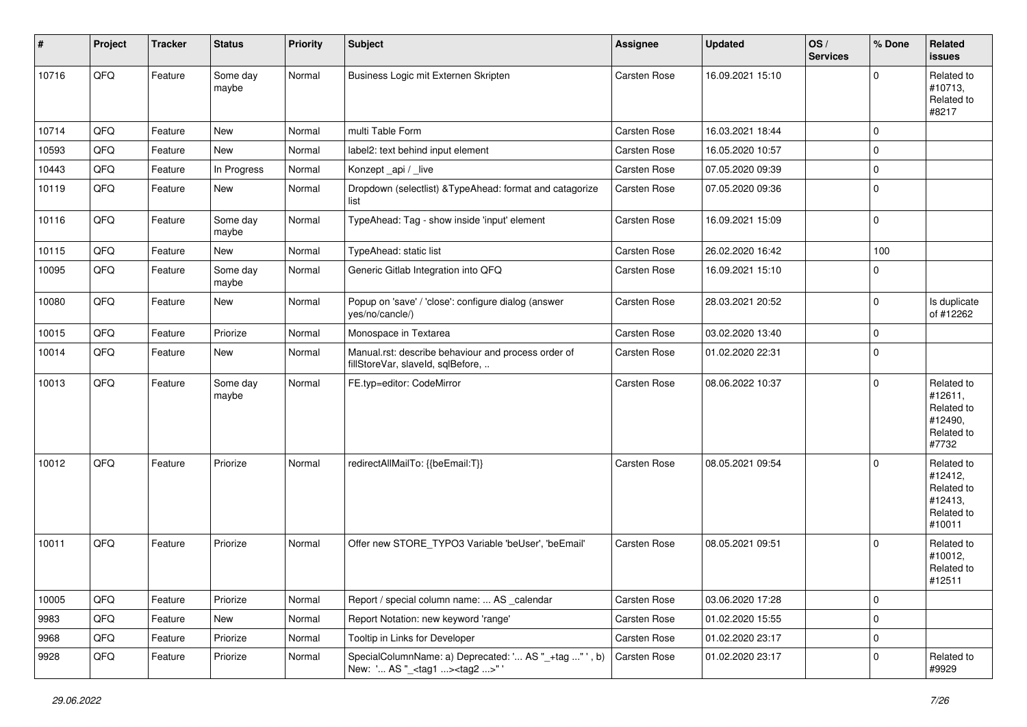| # | Project | Tracker | Status | Priority | Subject | Assignee | Updated | OS / Services | % Done | Related issues |
|---|---|---|---|---|---|---|---|---|---|---|
| 10716 | QFQ | Feature | Some day maybe | Normal | Business Logic mit Externen Skripten | Carsten Rose | 16.09.2021 15:10 | | 0 | Related to #10713, Related to #8217 |
| 10714 | QFQ | Feature | New | Normal | multi Table Form | Carsten Rose | 16.03.2021 18:44 | | 0 | |
| 10593 | QFQ | Feature | New | Normal | label2: text behind input element | Carsten Rose | 16.05.2020 10:57 | | 0 | |
| 10443 | QFQ | Feature | In Progress | Normal | Konzept _api / _live | Carsten Rose | 07.05.2020 09:39 | | 0 | |
| 10119 | QFQ | Feature | New | Normal | Dropdown (selectlist) &TypeAhead: format and catagorize list | Carsten Rose | 07.05.2020 09:36 | | 0 | |
| 10116 | QFQ | Feature | Some day maybe | Normal | TypeAhead: Tag - show inside 'input' element | Carsten Rose | 16.09.2021 15:09 | | 0 | |
| 10115 | QFQ | Feature | New | Normal | TypeAhead: static list | Carsten Rose | 26.02.2020 16:42 | | 100 | |
| 10095 | QFQ | Feature | Some day maybe | Normal | Generic Gitlab Integration into QFQ | Carsten Rose | 16.09.2021 15:10 | | 0 | |
| 10080 | QFQ | Feature | New | Normal | Popup on 'save' / 'close': configure dialog (answer yes/no/cancle/) | Carsten Rose | 28.03.2021 20:52 | | 0 | Is duplicate of #12262 |
| 10015 | QFQ | Feature | Priorize | Normal | Monospace in Textarea | Carsten Rose | 03.02.2020 13:40 | | 0 | |
| 10014 | QFQ | Feature | New | Normal | Manual.rst: describe behaviour and process order of fillStoreVar, slaveId, sqlBefore, .. | Carsten Rose | 01.02.2020 22:31 | | 0 | |
| 10013 | QFQ | Feature | Some day maybe | Normal | FE.typ=editor: CodeMirror | Carsten Rose | 08.06.2022 10:37 | | 0 | Related to #12611, Related to #12490, Related to #7732 |
| 10012 | QFQ | Feature | Priorize | Normal | redirectAllMailTo: {{beEmail:T}} | Carsten Rose | 08.05.2021 09:54 | | 0 | Related to #12412, Related to #12413, Related to #10011 |
| 10011 | QFQ | Feature | Priorize | Normal | Offer new STORE_TYPO3 Variable 'beUser', 'beEmail' | Carsten Rose | 08.05.2021 09:51 | | 0 | Related to #10012, Related to #12511 |
| 10005 | QFQ | Feature | Priorize | Normal | Report / special column name: ... AS _calendar | Carsten Rose | 03.06.2020 17:28 | | 0 | |
| 9983 | QFQ | Feature | New | Normal | Report Notation: new keyword 'range' | Carsten Rose | 01.02.2020 15:55 | | 0 | |
| 9968 | QFQ | Feature | Priorize | Normal | Tooltip in Links for Developer | Carsten Rose | 01.02.2020 23:17 | | 0 | |
| 9928 | QFQ | Feature | Priorize | Normal | SpecialColumnName: a) Deprecated: '... AS "_+tag ..." ', b) New: '... AS "_<tag1 ...><tag2 ...>" ' | Carsten Rose | 01.02.2020 23:17 | | 0 | Related to #9929 |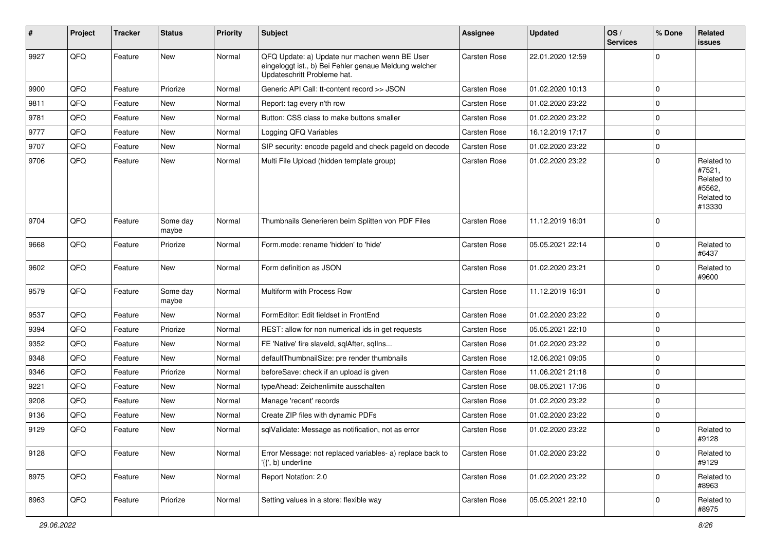| # | Project | Tracker | Status | Priority | Subject | Assignee | Updated | OS / Services | % Done | Related issues |
|---|---|---|---|---|---|---|---|---|---|---|
| 9927 | QFQ | Feature | New | Normal | QFQ Update: a) Update nur machen wenn BE User eingeloggt ist., b) Bei Fehler genaue Meldung welcher Updateschritt Probleme hat. | Carsten Rose | 22.01.2020 12:59 | | 0 | |
| 9900 | QFQ | Feature | Priorize | Normal | Generic API Call: tt-content record >> JSON | Carsten Rose | 01.02.2020 10:13 | | 0 | |
| 9811 | QFQ | Feature | New | Normal | Report: tag every n'th row | Carsten Rose | 01.02.2020 23:22 | | 0 | |
| 9781 | QFQ | Feature | New | Normal | Button: CSS class to make buttons smaller | Carsten Rose | 01.02.2020 23:22 | | 0 | |
| 9777 | QFQ | Feature | New | Normal | Logging QFQ Variables | Carsten Rose | 16.12.2019 17:17 | | 0 | |
| 9707 | QFQ | Feature | New | Normal | SIP security: encode pageId and check pageId on decode | Carsten Rose | 01.02.2020 23:22 | | 0 | |
| 9706 | QFQ | Feature | New | Normal | Multi File Upload (hidden template group) | Carsten Rose | 01.02.2020 23:22 | | 0 | Related to #7521, Related to #5562, Related to #13330 |
| 9704 | QFQ | Feature | Some day maybe | Normal | Thumbnails Generieren beim Splitten von PDF Files | Carsten Rose | 11.12.2019 16:01 | | 0 | |
| 9668 | QFQ | Feature | Priorize | Normal | Form.mode: rename 'hidden' to 'hide' | Carsten Rose | 05.05.2021 22:14 | | 0 | Related to #6437 |
| 9602 | QFQ | Feature | New | Normal | Form definition as JSON | Carsten Rose | 01.02.2020 23:21 | | 0 | Related to #9600 |
| 9579 | QFQ | Feature | Some day maybe | Normal | Multiform with Process Row | Carsten Rose | 11.12.2019 16:01 | | 0 | |
| 9537 | QFQ | Feature | New | Normal | FormEditor: Edit fieldset in FrontEnd | Carsten Rose | 01.02.2020 23:22 | | 0 | |
| 9394 | QFQ | Feature | Priorize | Normal | REST: allow for non numerical ids in get requests | Carsten Rose | 05.05.2021 22:10 | | 0 | |
| 9352 | QFQ | Feature | New | Normal | FE 'Native' fire slaveId, sqlAfter, sqlIns... | Carsten Rose | 01.02.2020 23:22 | | 0 | |
| 9348 | QFQ | Feature | New | Normal | defaultThumbnailSize: pre render thumbnails | Carsten Rose | 12.06.2021 09:05 | | 0 | |
| 9346 | QFQ | Feature | Priorize | Normal | beforeSave: check if an upload is given | Carsten Rose | 11.06.2021 21:18 | | 0 | |
| 9221 | QFQ | Feature | New | Normal | typeAhead: Zeichenlimite ausschalten | Carsten Rose | 08.05.2021 17:06 | | 0 | |
| 9208 | QFQ | Feature | New | Normal | Manage 'recent' records | Carsten Rose | 01.02.2020 23:22 | | 0 | |
| 9136 | QFQ | Feature | New | Normal | Create ZIP files with dynamic PDFs | Carsten Rose | 01.02.2020 23:22 | | 0 | |
| 9129 | QFQ | Feature | New | Normal | sqlValidate: Message as notification, not as error | Carsten Rose | 01.02.2020 23:22 | | 0 | Related to #9128 |
| 9128 | QFQ | Feature | New | Normal | Error Message: not replaced variables- a) replace back to '{{', b) underline | Carsten Rose | 01.02.2020 23:22 | | 0 | Related to #9129 |
| 8975 | QFQ | Feature | New | Normal | Report Notation: 2.0 | Carsten Rose | 01.02.2020 23:22 | | 0 | Related to #8963 |
| 8963 | QFQ | Feature | Priorize | Normal | Setting values in a store: flexible way | Carsten Rose | 05.05.2021 22:10 | | 0 | Related to #8975 |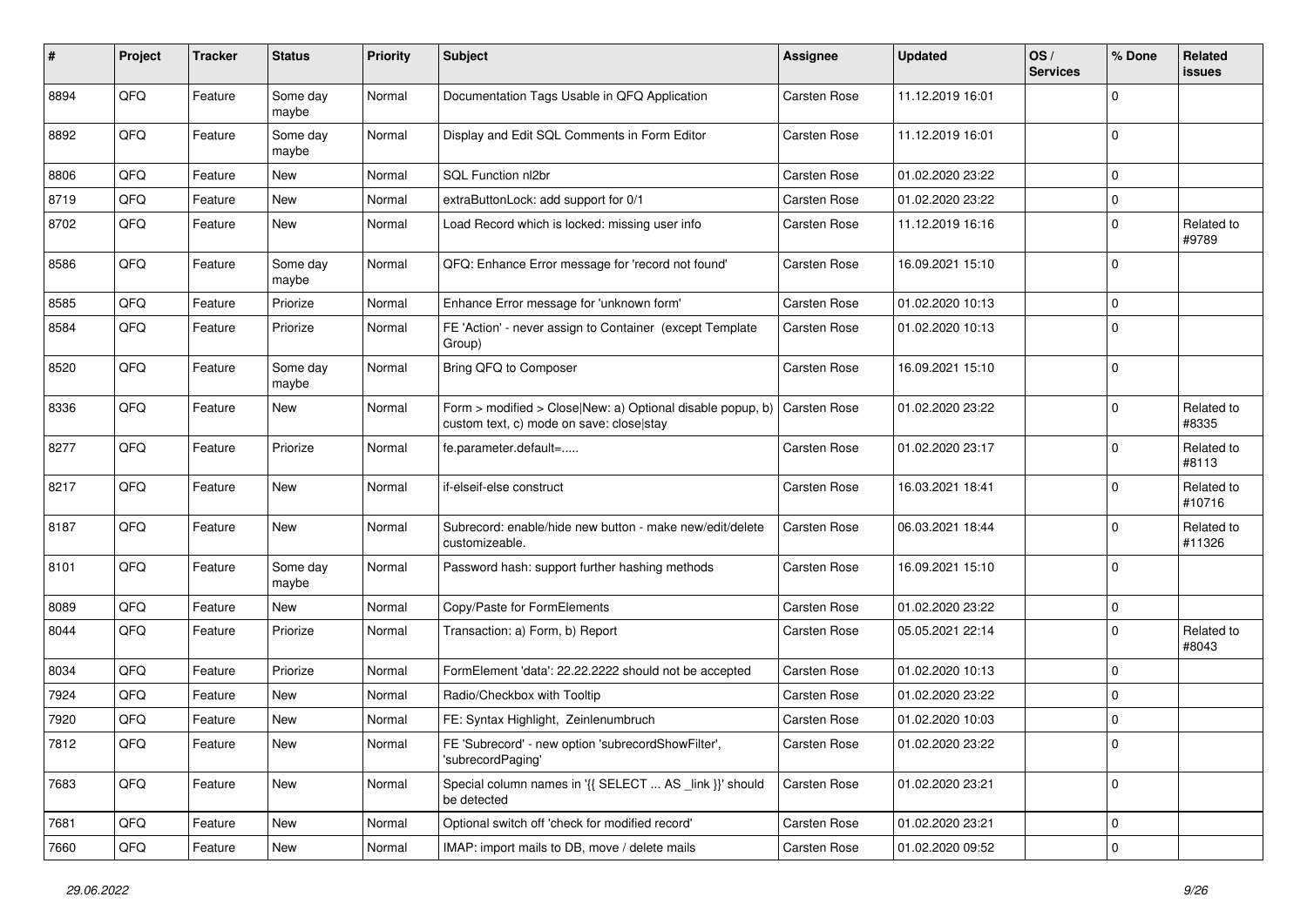| # | Project | Tracker | Status | Priority | Subject | Assignee | Updated | OS / Services | % Done | Related issues |
|---|---|---|---|---|---|---|---|---|---|---|
| 8894 | QFQ | Feature | Some day maybe | Normal | Documentation Tags Usable in QFQ Application | Carsten Rose | 11.12.2019 16:01 | | 0 | |
| 8892 | QFQ | Feature | Some day maybe | Normal | Display and Edit SQL Comments in Form Editor | Carsten Rose | 11.12.2019 16:01 | | 0 | |
| 8806 | QFQ | Feature | New | Normal | SQL Function nl2br | Carsten Rose | 01.02.2020 23:22 | | 0 | |
| 8719 | QFQ | Feature | New | Normal | extraButtonLock: add support for 0/1 | Carsten Rose | 01.02.2020 23:22 | | 0 | |
| 8702 | QFQ | Feature | New | Normal | Load Record which is locked: missing user info | Carsten Rose | 11.12.2019 16:16 | | 0 | Related to #9789 |
| 8586 | QFQ | Feature | Some day maybe | Normal | QFQ: Enhance Error message for 'record not found' | Carsten Rose | 16.09.2021 15:10 | | 0 | |
| 8585 | QFQ | Feature | Priorize | Normal | Enhance Error message for 'unknown form' | Carsten Rose | 01.02.2020 10:13 | | 0 | |
| 8584 | QFQ | Feature | Priorize | Normal | FE 'Action' - never assign to Container (except Template Group) | Carsten Rose | 01.02.2020 10:13 | | 0 | |
| 8520 | QFQ | Feature | Some day maybe | Normal | Bring QFQ to Composer | Carsten Rose | 16.09.2021 15:10 | | 0 | |
| 8336 | QFQ | Feature | New | Normal | Form > modified > Close\|New: a) Optional disable popup, b) custom text, c) mode on save: close\|stay | Carsten Rose | 01.02.2020 23:22 | | 0 | Related to #8335 |
| 8277 | QFQ | Feature | Priorize | Normal | fe.parameter.default=..... | Carsten Rose | 01.02.2020 23:17 | | 0 | Related to #8113 |
| 8217 | QFQ | Feature | New | Normal | if-elseif-else construct | Carsten Rose | 16.03.2021 18:41 | | 0 | Related to #10716 |
| 8187 | QFQ | Feature | New | Normal | Subrecord: enable/hide new button - make new/edit/delete customizeable. | Carsten Rose | 06.03.2021 18:44 | | 0 | Related to #11326 |
| 8101 | QFQ | Feature | Some day maybe | Normal | Password hash: support further hashing methods | Carsten Rose | 16.09.2021 15:10 | | 0 | |
| 8089 | QFQ | Feature | New | Normal | Copy/Paste for FormElements | Carsten Rose | 01.02.2020 23:22 | | 0 | |
| 8044 | QFQ | Feature | Priorize | Normal | Transaction: a) Form, b) Report | Carsten Rose | 05.05.2021 22:14 | | 0 | Related to #8043 |
| 8034 | QFQ | Feature | Priorize | Normal | FormElement 'data': 22.22.2222 should not be accepted | Carsten Rose | 01.02.2020 10:13 | | 0 | |
| 7924 | QFQ | Feature | New | Normal | Radio/Checkbox with Tooltip | Carsten Rose | 01.02.2020 23:22 | | 0 | |
| 7920 | QFQ | Feature | New | Normal | FE: Syntax Highlight, Zeilenumbruch | Carsten Rose | 01.02.2020 10:03 | | 0 | |
| 7812 | QFQ | Feature | New | Normal | FE 'Subrecord' - new option 'subrecordShowFilter', 'subrecordPaging' | Carsten Rose | 01.02.2020 23:22 | | 0 | |
| 7683 | QFQ | Feature | New | Normal | Special column names in '{{ SELECT ... AS _link }}' should be detected | Carsten Rose | 01.02.2020 23:21 | | 0 | |
| 7681 | QFQ | Feature | New | Normal | Optional switch off 'check for modified record' | Carsten Rose | 01.02.2020 23:21 | | 0 | |
| 7660 | QFQ | Feature | New | Normal | IMAP: import mails to DB, move / delete mails | Carsten Rose | 01.02.2020 09:52 | | 0 | |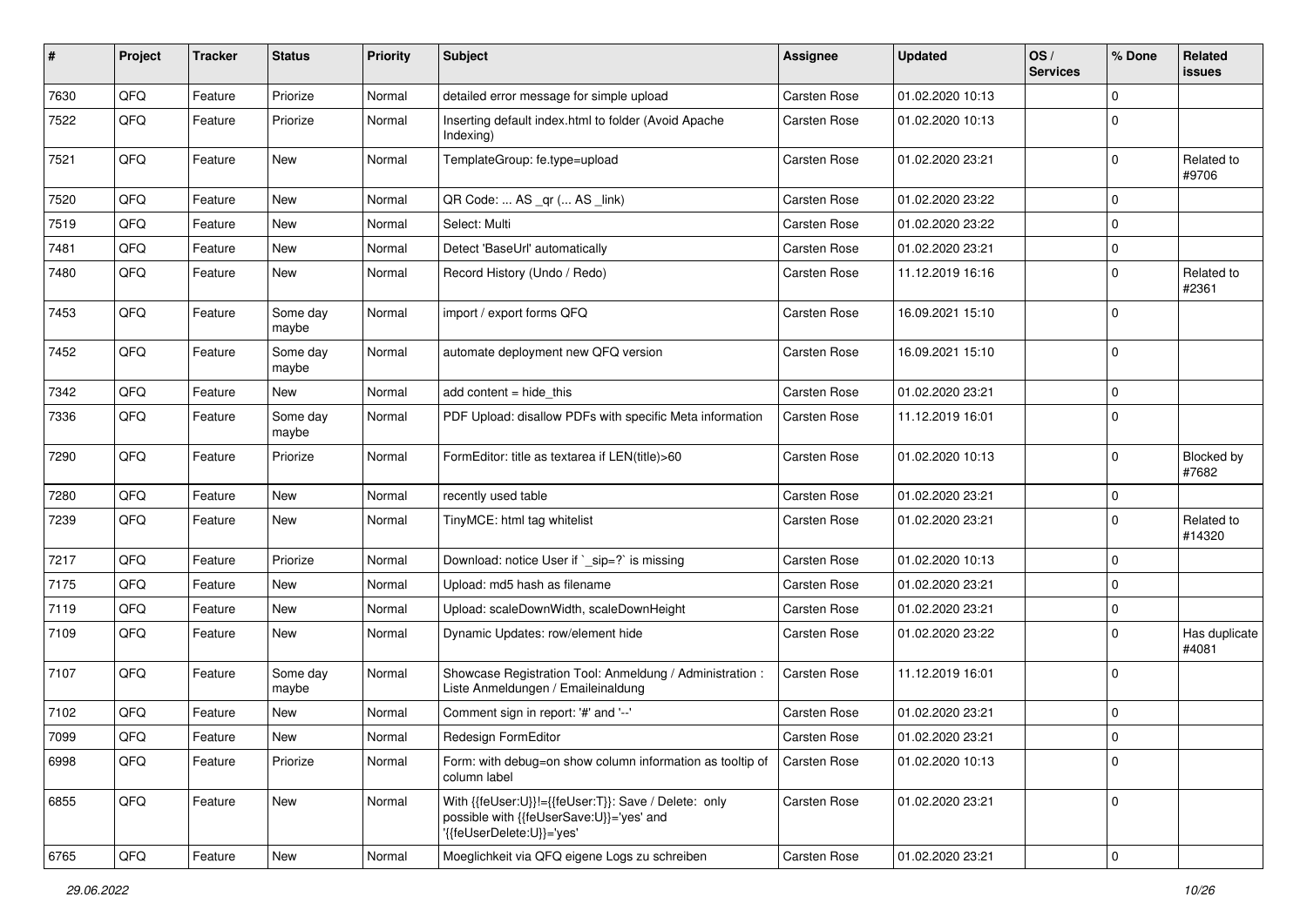| # | Project | Tracker | Status | Priority | Subject | Assignee | Updated | OS / Services | % Done | Related issues |
|---|---|---|---|---|---|---|---|---|---|---|
| 7630 | QFQ | Feature | Priorize | Normal | detailed error message for simple upload | Carsten Rose | 01.02.2020 10:13 | | 0 | |
| 7522 | QFQ | Feature | Priorize | Normal | Inserting default index.html to folder (Avoid Apache Indexing) | Carsten Rose | 01.02.2020 10:13 | | 0 | |
| 7521 | QFQ | Feature | New | Normal | TemplateGroup: fe.type=upload | Carsten Rose | 01.02.2020 23:21 | | 0 | Related to #9706 |
| 7520 | QFQ | Feature | New | Normal | QR Code: ... AS _qr ( ... AS _link) | Carsten Rose | 01.02.2020 23:22 | | 0 | |
| 7519 | QFQ | Feature | New | Normal | Select: Multi | Carsten Rose | 01.02.2020 23:22 | | 0 | |
| 7481 | QFQ | Feature | New | Normal | Detect 'BaseUrl' automatically | Carsten Rose | 01.02.2020 23:21 | | 0 | |
| 7480 | QFQ | Feature | New | Normal | Record History (Undo / Redo) | Carsten Rose | 11.12.2019 16:16 | | 0 | Related to #2361 |
| 7453 | QFQ | Feature | Some day maybe | Normal | import / export forms QFQ | Carsten Rose | 16.09.2021 15:10 | | 0 | |
| 7452 | QFQ | Feature | Some day maybe | Normal | automate deployment new QFQ version | Carsten Rose | 16.09.2021 15:10 | | 0 | |
| 7342 | QFQ | Feature | New | Normal | add content = hide_this | Carsten Rose | 01.02.2020 23:21 | | 0 | |
| 7336 | QFQ | Feature | Some day maybe | Normal | PDF Upload: disallow PDFs with specific Meta information | Carsten Rose | 11.12.2019 16:01 | | 0 | |
| 7290 | QFQ | Feature | Priorize | Normal | FormEditor: title as textarea if LEN(title)>60 | Carsten Rose | 01.02.2020 10:13 | | 0 | Blocked by #7682 |
| 7280 | QFQ | Feature | New | Normal | recently used table | Carsten Rose | 01.02.2020 23:21 | | 0 | |
| 7239 | QFQ | Feature | New | Normal | TinyMCE: html tag whitelist | Carsten Rose | 01.02.2020 23:21 | | 0 | Related to #14320 |
| 7217 | QFQ | Feature | Priorize | Normal | Download: notice User if `_sip=?` is missing | Carsten Rose | 01.02.2020 10:13 | | 0 | |
| 7175 | QFQ | Feature | New | Normal | Upload: md5 hash as filename | Carsten Rose | 01.02.2020 23:21 | | 0 | |
| 7119 | QFQ | Feature | New | Normal | Upload: scaleDownWidth, scaleDownHeight | Carsten Rose | 01.02.2020 23:21 | | 0 | |
| 7109 | QFQ | Feature | New | Normal | Dynamic Updates: row/element hide | Carsten Rose | 01.02.2020 23:22 | | 0 | Has duplicate #4081 |
| 7107 | QFQ | Feature | Some day maybe | Normal | Showcase Registration Tool: Anmeldung / Administration : Liste Anmeldungen / Emaileinaldung | Carsten Rose | 11.12.2019 16:01 | | 0 | |
| 7102 | QFQ | Feature | New | Normal | Comment sign in report: '#' and '--' | Carsten Rose | 01.02.2020 23:21 | | 0 | |
| 7099 | QFQ | Feature | New | Normal | Redesign FormEditor | Carsten Rose | 01.02.2020 23:21 | | 0 | |
| 6998 | QFQ | Feature | Priorize | Normal | Form: with debug=on show column information as tooltip of column label | Carsten Rose | 01.02.2020 10:13 | | 0 | |
| 6855 | QFQ | Feature | New | Normal | With {{feUser:U}}!={{feUser:T}}: Save / Delete: only possible with {{feUserSave:U}}='yes' and '{{feUserDelete:U}}='yes' | Carsten Rose | 01.02.2020 23:21 | | 0 | |
| 6765 | QFQ | Feature | New | Normal | Moeglichkeit via QFQ eigene Logs zu schreiben | Carsten Rose | 01.02.2020 23:21 | | 0 | |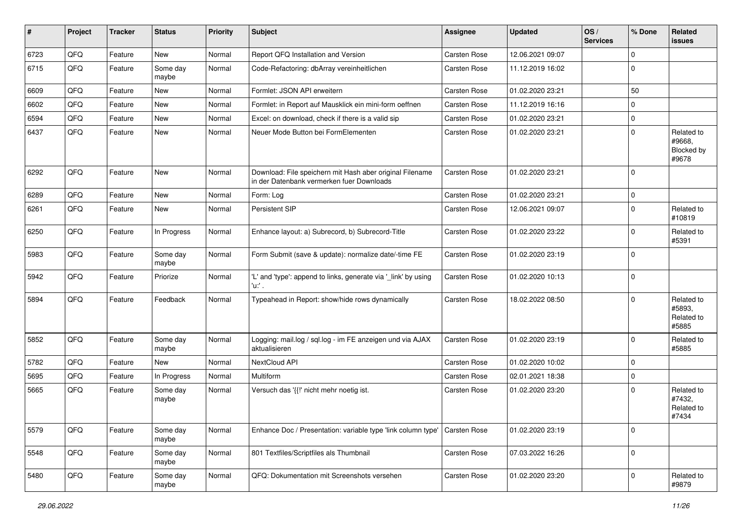| # | Project | Tracker | Status | Priority | Subject | Assignee | Updated | OS / Services | % Done | Related issues |
|---|---|---|---|---|---|---|---|---|---|---|
| 6723 | QFQ | Feature | New | Normal | Report QFQ Installation and Version | Carsten Rose | 12.06.2021 09:07 | | 0 | |
| 6715 | QFQ | Feature | Some day maybe | Normal | Code-Refactoring: dbArray vereinheitlichen | Carsten Rose | 11.12.2019 16:02 | | 0 | |
| 6609 | QFQ | Feature | New | Normal | Formlet: JSON API erweitern | Carsten Rose | 01.02.2020 23:21 | | 50 | |
| 6602 | QFQ | Feature | New | Normal | Formlet: in Report auf Mausklick ein mini-form oeffnen | Carsten Rose | 11.12.2019 16:16 | | 0 | |
| 6594 | QFQ | Feature | New | Normal | Excel: on download, check if there is a valid sip | Carsten Rose | 01.02.2020 23:21 | | 0 | |
| 6437 | QFQ | Feature | New | Normal | Neuer Mode Button bei FormElementen | Carsten Rose | 01.02.2020 23:21 | | 0 | Related to #9668, Blocked by #9678 |
| 6292 | QFQ | Feature | New | Normal | Download: File speichern mit Hash aber original Filename in der Datenbank vermerken fuer Downloads | Carsten Rose | 01.02.2020 23:21 | | 0 | |
| 6289 | QFQ | Feature | New | Normal | Form: Log | Carsten Rose | 01.02.2020 23:21 | | 0 | |
| 6261 | QFQ | Feature | New | Normal | Persistent SIP | Carsten Rose | 12.06.2021 09:07 | | 0 | Related to #10819 |
| 6250 | QFQ | Feature | In Progress | Normal | Enhance layout: a) Subrecord, b) Subrecord-Title | Carsten Rose | 01.02.2020 23:22 | | 0 | Related to #5391 |
| 5983 | QFQ | Feature | Some day maybe | Normal | Form Submit (save & update): normalize date/-time FE | Carsten Rose | 01.02.2020 23:19 | | 0 | |
| 5942 | QFQ | Feature | Priorize | Normal | 'L' and 'type': append to links, generate via '_link' by using 'u:' . | Carsten Rose | 01.02.2020 10:13 | | 0 | |
| 5894 | QFQ | Feature | Feedback | Normal | Typeahead in Report: show/hide rows dynamically | Carsten Rose | 18.02.2022 08:50 | | 0 | Related to #5893, Related to #5885 |
| 5852 | QFQ | Feature | Some day maybe | Normal | Logging: mail.log / sql.log - im FE anzeigen und via AJAX aktualisieren | Carsten Rose | 01.02.2020 23:19 | | 0 | Related to #5885 |
| 5782 | QFQ | Feature | New | Normal | NextCloud API | Carsten Rose | 01.02.2020 10:02 | | 0 | |
| 5695 | QFQ | Feature | In Progress | Normal | Multiform | Carsten Rose | 02.01.2021 18:38 | | 0 | |
| 5665 | QFQ | Feature | Some day maybe | Normal | Versuch das '{{!' nicht mehr noetig ist. | Carsten Rose | 01.02.2020 23:20 | | 0 | Related to #7432, Related to #7434 |
| 5579 | QFQ | Feature | Some day maybe | Normal | Enhance Doc / Presentation: variable type 'link column type' | Carsten Rose | 01.02.2020 23:19 | | 0 | |
| 5548 | QFQ | Feature | Some day maybe | Normal | 801 Textfiles/Scriptfiles als Thumbnail | Carsten Rose | 07.03.2022 16:26 | | 0 | |
| 5480 | QFQ | Feature | Some day maybe | Normal | QFQ: Dokumentation mit Screenshots versehen | Carsten Rose | 01.02.2020 23:20 | | 0 | Related to #9879 |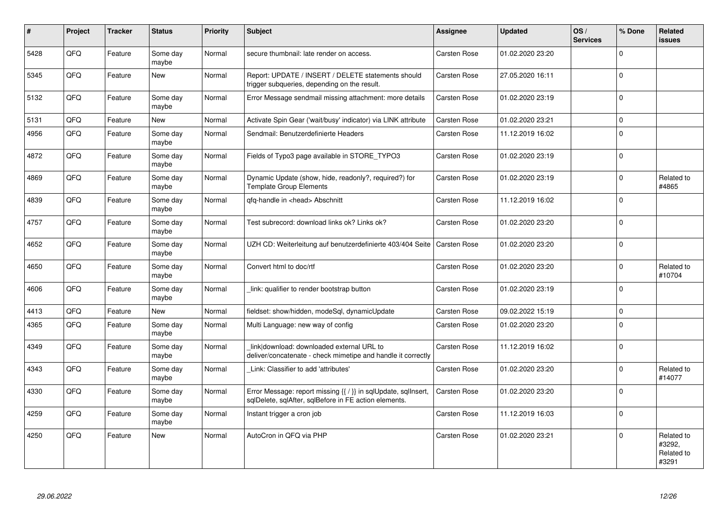| # | Project | Tracker | Status | Priority | Subject | Assignee | Updated | OS / Services | % Done | Related issues |
|---|---|---|---|---|---|---|---|---|---|---|
| 5428 | QFQ | Feature | Some day maybe | Normal | secure thumbnail: late render on access. | Carsten Rose | 01.02.2020 23:20 | | 0 | |
| 5345 | QFQ | Feature | New | Normal | Report: UPDATE / INSERT / DELETE statements should trigger subqueries, depending on the result. | Carsten Rose | 27.05.2020 16:11 | | 0 | |
| 5132 | QFQ | Feature | Some day maybe | Normal | Error Message sendmail missing attachment: more details | Carsten Rose | 01.02.2020 23:19 | | 0 | |
| 5131 | QFQ | Feature | New | Normal | Activate Spin Gear ('wait/busy' indicator) via LINK attribute | Carsten Rose | 01.02.2020 23:21 | | 0 | |
| 4956 | QFQ | Feature | Some day maybe | Normal | Sendmail: Benutzerdefinierte Headers | Carsten Rose | 11.12.2019 16:02 | | 0 | |
| 4872 | QFQ | Feature | Some day maybe | Normal | Fields of Typo3 page available in STORE_TYPO3 | Carsten Rose | 01.02.2020 23:19 | | 0 | |
| 4869 | QFQ | Feature | Some day maybe | Normal | Dynamic Update (show, hide, readonly?, required?) for Template Group Elements | Carsten Rose | 01.02.2020 23:19 | | 0 | Related to #4865 |
| 4839 | QFQ | Feature | Some day maybe | Normal | qfq-handle in <head> Abschnitt | Carsten Rose | 11.12.2019 16:02 | | 0 | |
| 4757 | QFQ | Feature | Some day maybe | Normal | Test subrecord: download links ok? Links ok? | Carsten Rose | 01.02.2020 23:20 | | 0 | |
| 4652 | QFQ | Feature | Some day maybe | Normal | UZH CD: Weiterleitung auf benutzerdefinierte 403/404 Seite | Carsten Rose | 01.02.2020 23:20 | | 0 | |
| 4650 | QFQ | Feature | Some day maybe | Normal | Convert html to doc/rtf | Carsten Rose | 01.02.2020 23:20 | | 0 | Related to #10704 |
| 4606 | QFQ | Feature | Some day maybe | Normal | _link: qualifier to render bootstrap button | Carsten Rose | 01.02.2020 23:19 | | 0 | |
| 4413 | QFQ | Feature | New | Normal | fieldset: show/hidden, modeSql, dynamicUpdate | Carsten Rose | 09.02.2022 15:19 | | 0 | |
| 4365 | QFQ | Feature | Some day maybe | Normal | Multi Language: new way of config | Carsten Rose | 01.02.2020 23:20 | | 0 | |
| 4349 | QFQ | Feature | Some day maybe | Normal | _link\|download: downloaded external URL to deliver/concatenate - check mimetipe and handle it correctly | Carsten Rose | 11.12.2019 16:02 | | 0 | |
| 4343 | QFQ | Feature | Some day maybe | Normal | _Link: Classifier to add 'attributes' | Carsten Rose | 01.02.2020 23:20 | | 0 | Related to #14077 |
| 4330 | QFQ | Feature | Some day maybe | Normal | Error Message: report missing {{ / }} in sqlUpdate, sqlInsert, sqlDelete, sqlAfter, sqlBefore in FE action elements. | Carsten Rose | 01.02.2020 23:20 | | 0 | |
| 4259 | QFQ | Feature | Some day maybe | Normal | Instant trigger a cron job | Carsten Rose | 11.12.2019 16:03 | | 0 | |
| 4250 | QFQ | Feature | New | Normal | AutoCron in QFQ via PHP | Carsten Rose | 01.02.2020 23:21 | | 0 | Related to #3292, Related to #3291 |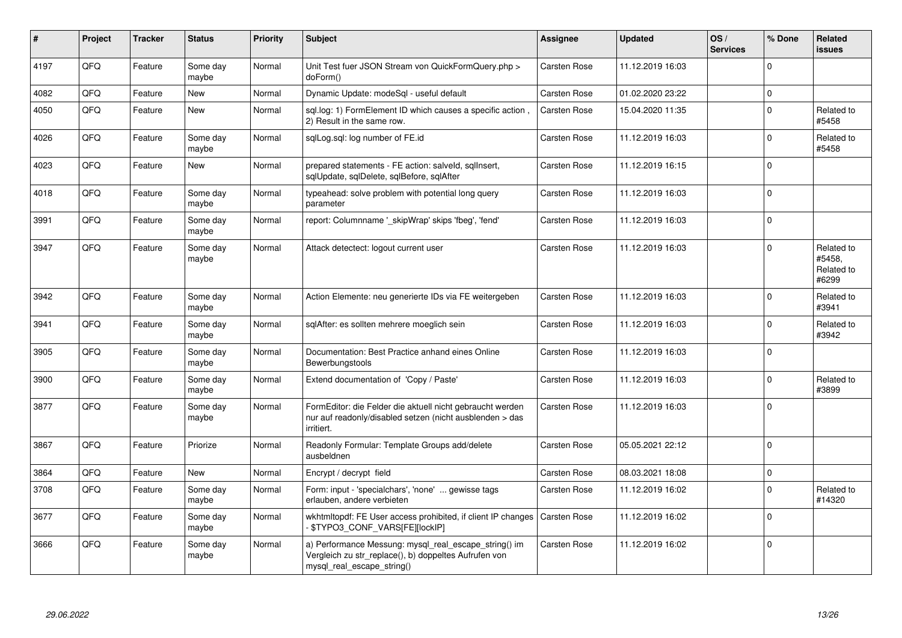| # | Project | Tracker | Status | Priority | Subject | Assignee | Updated | OS / Services | % Done | Related issues |
|---|---|---|---|---|---|---|---|---|---|---|
| 4197 | QFQ | Feature | Some day maybe | Normal | Unit Test fuer JSON Stream von QuickFormQuery.php > doForm() | Carsten Rose | 11.12.2019 16:03 | | 0 | |
| 4082 | QFQ | Feature | New | Normal | Dynamic Update: modeSql - useful default | Carsten Rose | 01.02.2020 23:22 | | 0 | |
| 4050 | QFQ | Feature | New | Normal | sql.log: 1) FormElement ID which causes a specific action , 2) Result in the same row. | Carsten Rose | 15.04.2020 11:35 | | 0 | Related to #5458 |
| 4026 | QFQ | Feature | Some day maybe | Normal | sqlLog.sql: log number of FE.id | Carsten Rose | 11.12.2019 16:03 | | 0 | Related to #5458 |
| 4023 | QFQ | Feature | New | Normal | prepared statements - FE action: salveld, sqlInsert, sqlUpdate, sqlDelete, sqlBefore, sqlAfter | Carsten Rose | 11.12.2019 16:15 | | 0 | |
| 4018 | QFQ | Feature | Some day maybe | Normal | typeahead: solve problem with potential long query parameter | Carsten Rose | 11.12.2019 16:03 | | 0 | |
| 3991 | QFQ | Feature | Some day maybe | Normal | report: Columnname '_skipWrap' skips 'fbeg', 'fend' | Carsten Rose | 11.12.2019 16:03 | | 0 | |
| 3947 | QFQ | Feature | Some day maybe | Normal | Attack detectect: logout current user | Carsten Rose | 11.12.2019 16:03 | | 0 | Related to #5458, Related to #6299 |
| 3942 | QFQ | Feature | Some day maybe | Normal | Action Elemente: neu generierte IDs via FE weitergeben | Carsten Rose | 11.12.2019 16:03 | | 0 | Related to #3941 |
| 3941 | QFQ | Feature | Some day maybe | Normal | sqlAfter: es sollten mehrere moeglich sein | Carsten Rose | 11.12.2019 16:03 | | 0 | Related to #3942 |
| 3905 | QFQ | Feature | Some day maybe | Normal | Documentation: Best Practice anhand eines Online Bewerbungstools | Carsten Rose | 11.12.2019 16:03 | | 0 | |
| 3900 | QFQ | Feature | Some day maybe | Normal | Extend documentation of 'Copy / Paste' | Carsten Rose | 11.12.2019 16:03 | | 0 | Related to #3899 |
| 3877 | QFQ | Feature | Some day maybe | Normal | FormEditor: die Felder die aktuell nicht gebraucht werden nur auf readonly/disabled setzen (nicht ausblenden > das irritiert. | Carsten Rose | 11.12.2019 16:03 | | 0 | |
| 3867 | QFQ | Feature | Priorize | Normal | Readonly Formular: Template Groups add/delete ausbeldnen | Carsten Rose | 05.05.2021 22:12 | | 0 | |
| 3864 | QFQ | Feature | New | Normal | Encrypt / decrypt field | Carsten Rose | 08.03.2021 18:08 | | 0 | |
| 3708 | QFQ | Feature | Some day maybe | Normal | Form: input - 'specialchars', 'none' ... gewisse tags erlauben, andere verbieten | Carsten Rose | 11.12.2019 16:02 | | 0 | Related to #14320 |
| 3677 | QFQ | Feature | Some day maybe | Normal | wkhtmltopdf: FE User access prohibited, if client IP changes - $TYPO3_CONF_VARS[FE][lockIP] | Carsten Rose | 11.12.2019 16:02 | | 0 | |
| 3666 | QFQ | Feature | Some day maybe | Normal | a) Performance Messung: mysql_real_escape_string() im Vergleich zu str_replace(), b) doppeltes Aufrufen von mysql_real_escape_string() | Carsten Rose | 11.12.2019 16:02 | | 0 | |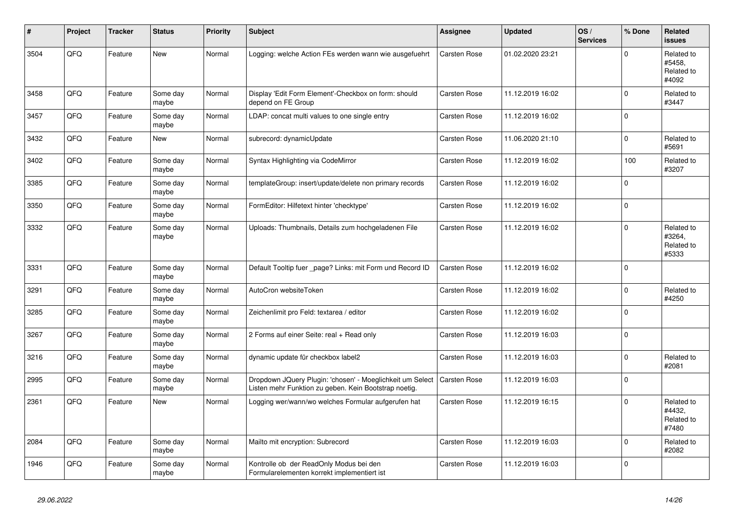| # | Project | Tracker | Status | Priority | Subject | Assignee | Updated | OS / Services | % Done | Related issues |
|---|---|---|---|---|---|---|---|---|---|---|
| 3504 | QFQ | Feature | New | Normal | Logging: welche Action FEs werden wann wie ausgefuehrt | Carsten Rose | 01.02.2020 23:21 | | 0 | Related to #5458, Related to #4092 |
| 3458 | QFQ | Feature | Some day maybe | Normal | Display 'Edit Form Element'-Checkbox on form: should depend on FE Group | Carsten Rose | 11.12.2019 16:02 | | 0 | Related to #3447 |
| 3457 | QFQ | Feature | Some day maybe | Normal | LDAP: concat multi values to one single entry | Carsten Rose | 11.12.2019 16:02 | | 0 | |
| 3432 | QFQ | Feature | New | Normal | subrecord: dynamicUpdate | Carsten Rose | 11.06.2020 21:10 | | 0 | Related to #5691 |
| 3402 | QFQ | Feature | Some day maybe | Normal | Syntax Highlighting via CodeMirror | Carsten Rose | 11.12.2019 16:02 | | 100 | Related to #3207 |
| 3385 | QFQ | Feature | Some day maybe | Normal | templateGroup: insert/update/delete non primary records | Carsten Rose | 11.12.2019 16:02 | | 0 | |
| 3350 | QFQ | Feature | Some day maybe | Normal | FormEditor: Hilfetext hinter 'checktype' | Carsten Rose | 11.12.2019 16:02 | | 0 | |
| 3332 | QFQ | Feature | Some day maybe | Normal | Uploads: Thumbnails, Details zum hochgeladenen File | Carsten Rose | 11.12.2019 16:02 | | 0 | Related to #3264, Related to #5333 |
| 3331 | QFQ | Feature | Some day maybe | Normal | Default Tooltip fuer _page? Links: mit Form und Record ID | Carsten Rose | 11.12.2019 16:02 | | 0 | |
| 3291 | QFQ | Feature | Some day maybe | Normal | AutoCron websiteToken | Carsten Rose | 11.12.2019 16:02 | | 0 | Related to #4250 |
| 3285 | QFQ | Feature | Some day maybe | Normal | Zeichenlimit pro Feld: textarea / editor | Carsten Rose | 11.12.2019 16:02 | | 0 | |
| 3267 | QFQ | Feature | Some day maybe | Normal | 2 Forms auf einer Seite: real + Read only | Carsten Rose | 11.12.2019 16:03 | | 0 | |
| 3216 | QFQ | Feature | Some day maybe | Normal | dynamic update für checkbox label2 | Carsten Rose | 11.12.2019 16:03 | | 0 | Related to #2081 |
| 2995 | QFQ | Feature | Some day maybe | Normal | Dropdown JQuery Plugin: 'chosen' - Moeglichkeit um Select Listen mehr Funktion zu geben. Kein Bootstrap noetig. | Carsten Rose | 11.12.2019 16:03 | | 0 | |
| 2361 | QFQ | Feature | New | Normal | Logging wer/wann/wo welches Formular aufgerufen hat | Carsten Rose | 11.12.2019 16:15 | | 0 | Related to #4432, Related to #7480 |
| 2084 | QFQ | Feature | Some day maybe | Normal | Mailto mit encryption: Subrecord | Carsten Rose | 11.12.2019 16:03 | | 0 | Related to #2082 |
| 1946 | QFQ | Feature | Some day maybe | Normal | Kontrolle ob der ReadOnly Modus bei den Formularelementen korrekt implementiert ist | Carsten Rose | 11.12.2019 16:03 | | 0 | |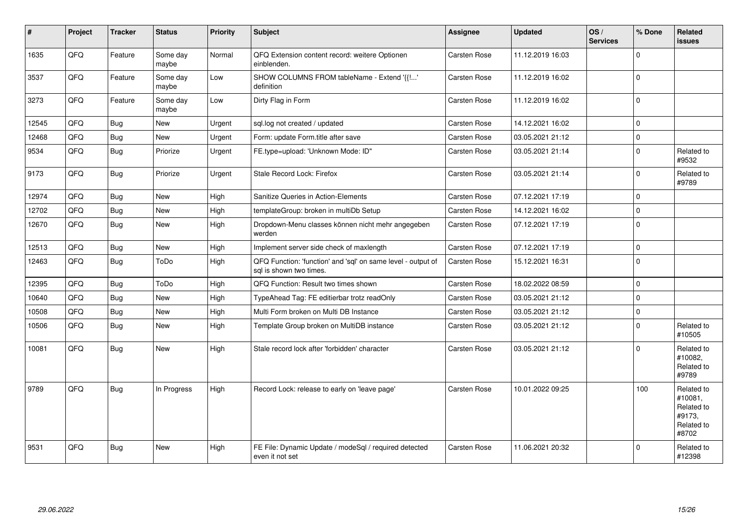| # | Project | Tracker | Status | Priority | Subject | Assignee | Updated | OS / Services | % Done | Related issues |
|---|---|---|---|---|---|---|---|---|---|---|
| 1635 | QFQ | Feature | Some day maybe | Normal | QFQ Extension content record: weitere Optionen einblenden. | Carsten Rose | 11.12.2019 16:03 | | 0 | |
| 3537 | QFQ | Feature | Some day maybe | Low | SHOW COLUMNS FROM tableName - Extend '{{!...' definition | Carsten Rose | 11.12.2019 16:02 | | 0 | |
| 3273 | QFQ | Feature | Some day maybe | Low | Dirty Flag in Form | Carsten Rose | 11.12.2019 16:02 | | 0 | |
| 12545 | QFQ | Bug | New | Urgent | sql.log not created / updated | Carsten Rose | 14.12.2021 16:02 | | 0 | |
| 12468 | QFQ | Bug | New | Urgent | Form: update Form.title after save | Carsten Rose | 03.05.2021 21:12 | | 0 | |
| 9534 | QFQ | Bug | Priorize | Urgent | FE.type=upload: 'Unknown Mode: ID" | Carsten Rose | 03.05.2021 21:14 | | 0 | Related to #9532 |
| 9173 | QFQ | Bug | Priorize | Urgent | Stale Record Lock: Firefox | Carsten Rose | 03.05.2021 21:14 | | 0 | Related to #9789 |
| 12974 | QFQ | Bug | New | High | Sanitize Queries in Action-Elements | Carsten Rose | 07.12.2021 17:19 | | 0 | |
| 12702 | QFQ | Bug | New | High | templateGroup: broken in multiDb Setup | Carsten Rose | 14.12.2021 16:02 | | 0 | |
| 12670 | QFQ | Bug | New | High | Dropdown-Menu classes können nicht mehr angegeben werden | Carsten Rose | 07.12.2021 17:19 | | 0 | |
| 12513 | QFQ | Bug | New | High | Implement server side check of maxlength | Carsten Rose | 07.12.2021 17:19 | | 0 | |
| 12463 | QFQ | Bug | ToDo | High | QFQ Function: 'function' and 'sql' on same level - output of sql is shown two times. | Carsten Rose | 15.12.2021 16:31 | | 0 | |
| 12395 | QFQ | Bug | ToDo | High | QFQ Function: Result two times shown | Carsten Rose | 18.02.2022 08:59 | | 0 | |
| 10640 | QFQ | Bug | New | High | TypeAhead Tag: FE editierbar trotz readOnly | Carsten Rose | 03.05.2021 21:12 | | 0 | |
| 10508 | QFQ | Bug | New | High | Multi Form broken on Multi DB Instance | Carsten Rose | 03.05.2021 21:12 | | 0 | |
| 10506 | QFQ | Bug | New | High | Template Group broken on MultiDB instance | Carsten Rose | 03.05.2021 21:12 | | 0 | Related to #10505 |
| 10081 | QFQ | Bug | New | High | Stale record lock after 'forbidden' character | Carsten Rose | 03.05.2021 21:12 | | 0 | Related to #10082, Related to #9789 |
| 9789 | QFQ | Bug | In Progress | High | Record Lock: release to early on 'leave page' | Carsten Rose | 10.01.2022 09:25 | | 100 | Related to #10081, Related to #9173, Related to #8702 |
| 9531 | QFQ | Bug | New | High | FE File: Dynamic Update / modeSql / required detected even it not set | Carsten Rose | 11.06.2021 20:32 | | 0 | Related to #12398 |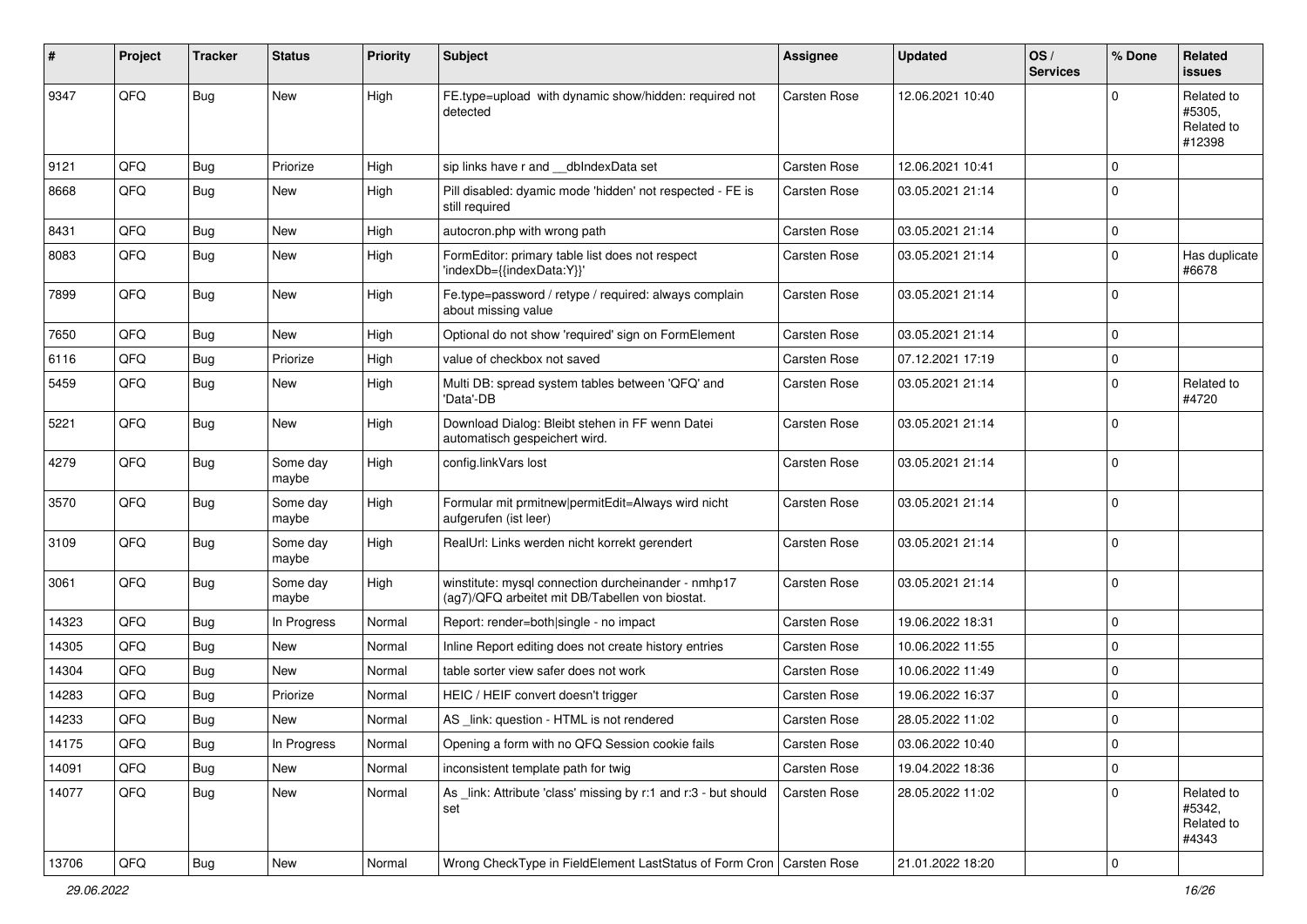| # | Project | Tracker | Status | Priority | Subject | Assignee | Updated | OS / Services | % Done | Related issues |
|---|---|---|---|---|---|---|---|---|---|---|
| 9347 | QFQ | Bug | New | High | FE.type=upload with dynamic show/hidden: required not detected | Carsten Rose | 12.06.2021 10:40 | | 0 | Related to #5305, Related to #12398 |
| 9121 | QFQ | Bug | Priorize | High | sip links have r and __dbIndexData set | Carsten Rose | 12.06.2021 10:41 | | 0 | |
| 8668 | QFQ | Bug | New | High | Pill disabled: dyamic mode 'hidden' not respected - FE is still required | Carsten Rose | 03.05.2021 21:14 | | 0 | |
| 8431 | QFQ | Bug | New | High | autocron.php with wrong path | Carsten Rose | 03.05.2021 21:14 | | 0 | |
| 8083 | QFQ | Bug | New | High | FormEditor: primary table list does not respect 'indexDb={{indexData:Y}}' | Carsten Rose | 03.05.2021 21:14 | | 0 | Has duplicate #6678 |
| 7899 | QFQ | Bug | New | High | Fe.type=password / retype / required: always complain about missing value | Carsten Rose | 03.05.2021 21:14 | | 0 | |
| 7650 | QFQ | Bug | New | High | Optional do not show 'required' sign on FormElement | Carsten Rose | 03.05.2021 21:14 | | 0 | |
| 6116 | QFQ | Bug | Priorize | High | value of checkbox not saved | Carsten Rose | 07.12.2021 17:19 | | 0 | |
| 5459 | QFQ | Bug | New | High | Multi DB: spread system tables between 'QFQ' and 'Data'-DB | Carsten Rose | 03.05.2021 21:14 | | 0 | Related to #4720 |
| 5221 | QFQ | Bug | New | High | Download Dialog: Bleibt stehen in FF wenn Datei automatisch gespeichert wird. | Carsten Rose | 03.05.2021 21:14 | | 0 | |
| 4279 | QFQ | Bug | Some day maybe | High | config.linkVars lost | Carsten Rose | 03.05.2021 21:14 | | 0 | |
| 3570 | QFQ | Bug | Some day maybe | High | Formular mit prmitnew\|permitEdit=Always wird nicht aufgerufen (ist leer) | Carsten Rose | 03.05.2021 21:14 | | 0 | |
| 3109 | QFQ | Bug | Some day maybe | High | RealUrl: Links werden nicht korrekt gerendert | Carsten Rose | 03.05.2021 21:14 | | 0 | |
| 3061 | QFQ | Bug | Some day maybe | High | winstitute: mysql connection durcheinander - nmhp17 (ag7)/QFQ arbeitet mit DB/Tabellen von biostat. | Carsten Rose | 03.05.2021 21:14 | | 0 | |
| 14323 | QFQ | Bug | In Progress | Normal | Report: render=both\|single - no impact | Carsten Rose | 19.06.2022 18:31 | | 0 | |
| 14305 | QFQ | Bug | New | Normal | Inline Report editing does not create history entries | Carsten Rose | 10.06.2022 11:55 | | 0 | |
| 14304 | QFQ | Bug | New | Normal | table sorter view safer does not work | Carsten Rose | 10.06.2022 11:49 | | 0 | |
| 14283 | QFQ | Bug | Priorize | Normal | HEIC / HEIF convert doesn't trigger | Carsten Rose | 19.06.2022 16:37 | | 0 | |
| 14233 | QFQ | Bug | New | Normal | AS _link: question - HTML is not rendered | Carsten Rose | 28.05.2022 11:02 | | 0 | |
| 14175 | QFQ | Bug | In Progress | Normal | Opening a form with no QFQ Session cookie fails | Carsten Rose | 03.06.2022 10:40 | | 0 | |
| 14091 | QFQ | Bug | New | Normal | inconsistent template path for twig | Carsten Rose | 19.04.2022 18:36 | | 0 | |
| 14077 | QFQ | Bug | New | Normal | As _link: Attribute 'class' missing by r:1 and r:3 - but should set | Carsten Rose | 28.05.2022 11:02 | | 0 | Related to #5342, Related to #4343 |
| 13706 | QFQ | Bug | New | Normal | Wrong CheckType in FieldElement LastStatus of Form Cron | Carsten Rose | 21.01.2022 18:20 | | 0 | |

29.06.2022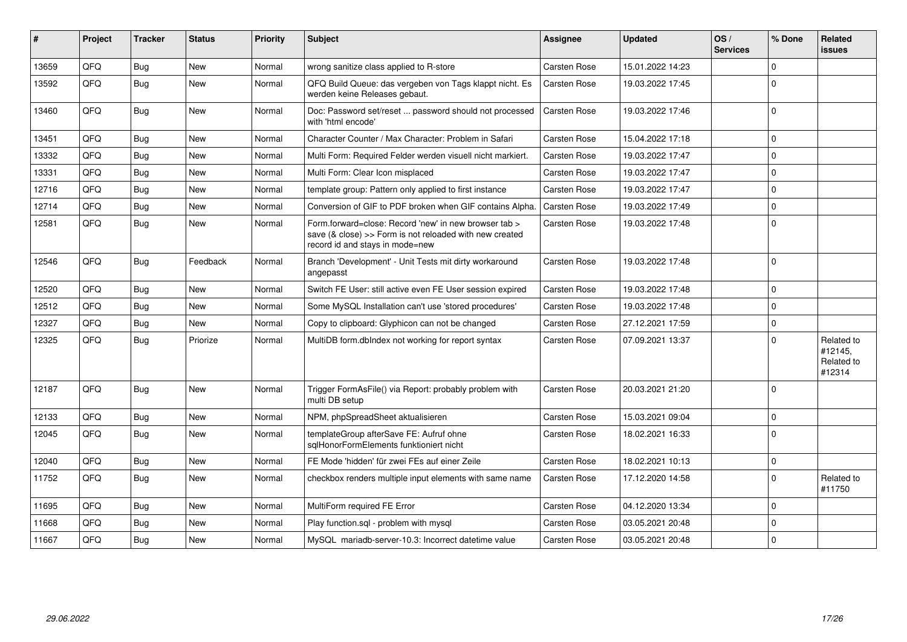| # | Project | Tracker | Status | Priority | Subject | Assignee | Updated | OS / Services | % Done | Related issues |
|---|---|---|---|---|---|---|---|---|---|---|
| 13659 | QFQ | Bug | New | Normal | wrong sanitize class applied to R-store | Carsten Rose | 15.01.2022 14:23 | | 0 | |
| 13592 | QFQ | Bug | New | Normal | QFQ Build Queue: das vergeben von Tags klappt nicht. Es werden keine Releases gebaut. | Carsten Rose | 19.03.2022 17:45 | | 0 | |
| 13460 | QFQ | Bug | New | Normal | Doc: Password set/reset ... password should not processed with 'html encode' | Carsten Rose | 19.03.2022 17:46 | | 0 | |
| 13451 | QFQ | Bug | New | Normal | Character Counter / Max Character: Problem in Safari | Carsten Rose | 15.04.2022 17:18 | | 0 | |
| 13332 | QFQ | Bug | New | Normal | Multi Form: Required Felder werden visuell nicht markiert. | Carsten Rose | 19.03.2022 17:47 | | 0 | |
| 13331 | QFQ | Bug | New | Normal | Multi Form: Clear Icon misplaced | Carsten Rose | 19.03.2022 17:47 | | 0 | |
| 12716 | QFQ | Bug | New | Normal | template group: Pattern only applied to first instance | Carsten Rose | 19.03.2022 17:47 | | 0 | |
| 12714 | QFQ | Bug | New | Normal | Conversion of GIF to PDF broken when GIF contains Alpha. | Carsten Rose | 19.03.2022 17:49 | | 0 | |
| 12581 | QFQ | Bug | New | Normal | Form.forward=close: Record 'new' in new browser tab > save (& close) >> Form is not reloaded with new created record id and stays in mode=new | Carsten Rose | 19.03.2022 17:48 | | 0 | |
| 12546 | QFQ | Bug | Feedback | Normal | Branch 'Development' - Unit Tests mit dirty workaround angepasst | Carsten Rose | 19.03.2022 17:48 | | 0 | |
| 12520 | QFQ | Bug | New | Normal | Switch FE User: still active even FE User session expired | Carsten Rose | 19.03.2022 17:48 | | 0 | |
| 12512 | QFQ | Bug | New | Normal | Some MySQL Installation can't use 'stored procedures' | Carsten Rose | 19.03.2022 17:48 | | 0 | |
| 12327 | QFQ | Bug | New | Normal | Copy to clipboard: Glyphicon can not be changed | Carsten Rose | 27.12.2021 17:59 | | 0 | |
| 12325 | QFQ | Bug | Priorize | Normal | MultiDB form.dbIndex not working for report syntax | Carsten Rose | 07.09.2021 13:37 | | 0 | Related to #12145, Related to #12314 |
| 12187 | QFQ | Bug | New | Normal | Trigger FormAsFile() via Report: probably problem with multi DB setup | Carsten Rose | 20.03.2021 21:20 | | 0 | |
| 12133 | QFQ | Bug | New | Normal | NPM, phpSpreadSheet aktualisieren | Carsten Rose | 15.03.2021 09:04 | | 0 | |
| 12045 | QFQ | Bug | New | Normal | templateGroup afterSave FE: Aufruf ohne sqlHonorFormElements funktioniert nicht | Carsten Rose | 18.02.2021 16:33 | | 0 | |
| 12040 | QFQ | Bug | New | Normal | FE Mode 'hidden' für zwei FEs auf einer Zeile | Carsten Rose | 18.02.2021 10:13 | | 0 | |
| 11752 | QFQ | Bug | New | Normal | checkbox renders multiple input elements with same name | Carsten Rose | 17.12.2020 14:58 | | 0 | Related to #11750 |
| 11695 | QFQ | Bug | New | Normal | MultiForm required FE Error | Carsten Rose | 04.12.2020 13:34 | | 0 | |
| 11668 | QFQ | Bug | New | Normal | Play function.sql - problem with mysql | Carsten Rose | 03.05.2021 20:48 | | 0 | |
| 11667 | QFQ | Bug | New | Normal | MySQL mariadb-server-10.3: Incorrect datetime value | Carsten Rose | 03.05.2021 20:48 | | 0 | |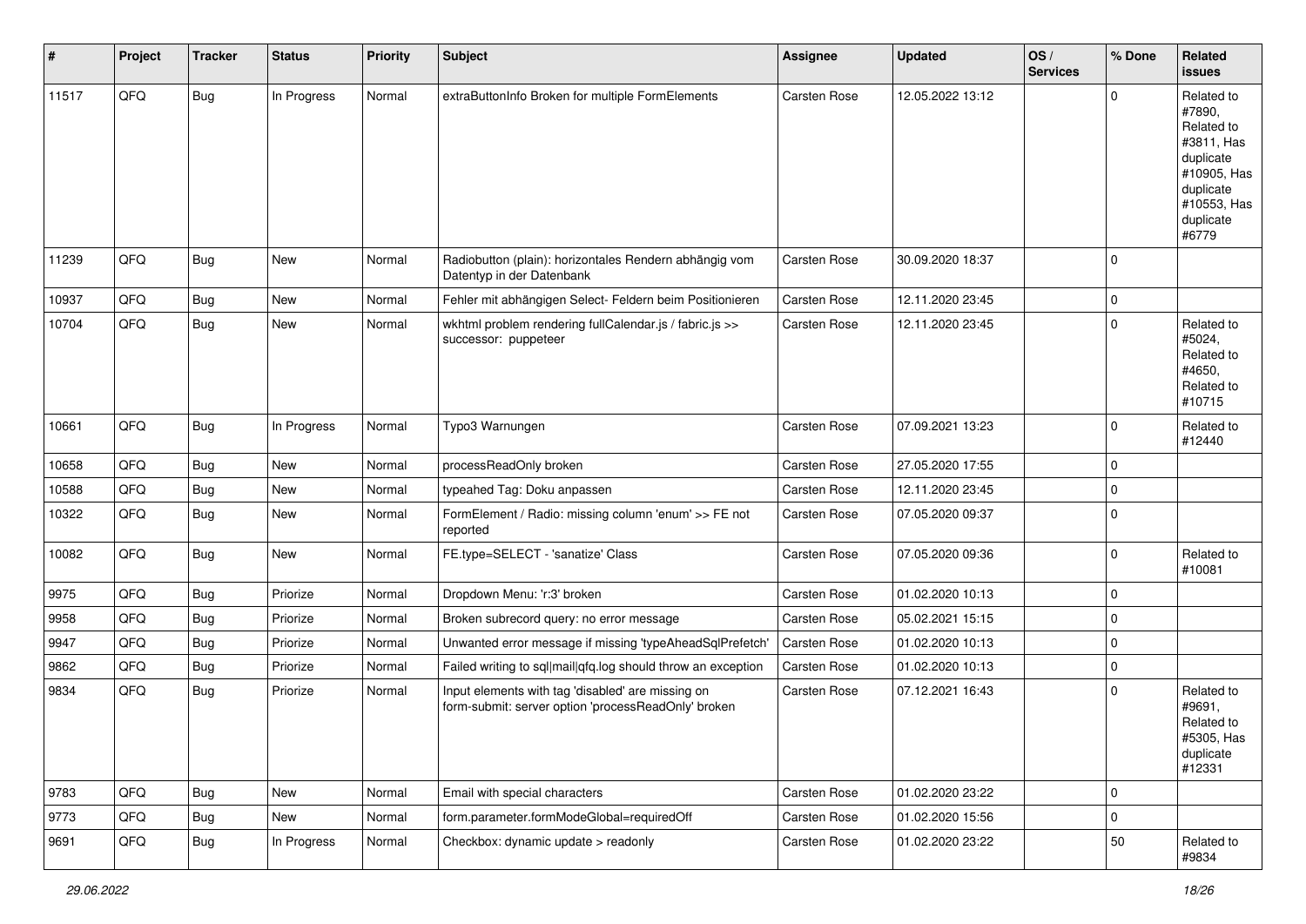| # | Project | Tracker | Status | Priority | Subject | Assignee | Updated | OS / Services | % Done | Related issues |
|---|---|---|---|---|---|---|---|---|---|---|
| 11517 | QFQ | Bug | In Progress | Normal | extraButtonInfo Broken for multiple FormElements | Carsten Rose | 12.05.2022 13:12 | | 0 | Related to #7890, Related to #3811, Has duplicate #10905, Has duplicate #10553, Has duplicate #6779 |
| 11239 | QFQ | Bug | New | Normal | Radiobutton (plain): horizontales Rendern abhängig vom Datentyp in der Datenbank | Carsten Rose | 30.09.2020 18:37 | | 0 | |
| 10937 | QFQ | Bug | New | Normal | Fehler mit abhängigen Select- Feldern beim Positionieren | Carsten Rose | 12.11.2020 23:45 | | 0 | |
| 10704 | QFQ | Bug | New | Normal | wkhtml problem rendering fullCalendar.js / fabric.js >> successor: puppeteer | Carsten Rose | 12.11.2020 23:45 | | 0 | Related to #5024, Related to #4650, Related to #10715 |
| 10661 | QFQ | Bug | In Progress | Normal | Typo3 Warnungen | Carsten Rose | 07.09.2021 13:23 | | 0 | Related to #12440 |
| 10658 | QFQ | Bug | New | Normal | processReadOnly broken | Carsten Rose | 27.05.2020 17:55 | | 0 | |
| 10588 | QFQ | Bug | New | Normal | typeahed Tag: Doku anpassen | Carsten Rose | 12.11.2020 23:45 | | 0 | |
| 10322 | QFQ | Bug | New | Normal | FormElement / Radio: missing column 'enum' >> FE not reported | Carsten Rose | 07.05.2020 09:37 | | 0 | |
| 10082 | QFQ | Bug | New | Normal | FE.type=SELECT - 'sanatize' Class | Carsten Rose | 07.05.2020 09:36 | | 0 | Related to #10081 |
| 9975 | QFQ | Bug | Priorize | Normal | Dropdown Menu: 'r:3' broken | Carsten Rose | 01.02.2020 10:13 | | 0 | |
| 9958 | QFQ | Bug | Priorize | Normal | Broken subrecord query: no error message | Carsten Rose | 05.02.2021 15:15 | | 0 | |
| 9947 | QFQ | Bug | Priorize | Normal | Unwanted error message if missing 'typeAheadSqlPrefetch' | Carsten Rose | 01.02.2020 10:13 | | 0 | |
| 9862 | QFQ | Bug | Priorize | Normal | Failed writing to sql\|mail\|qfq.log should throw an exception | Carsten Rose | 01.02.2020 10:13 | | 0 | |
| 9834 | QFQ | Bug | Priorize | Normal | Input elements with tag 'disabled' are missing on form-submit: server option 'processReadOnly' broken | Carsten Rose | 07.12.2021 16:43 | | 0 | Related to #9691, Related to #5305, Has duplicate #12331 |
| 9783 | QFQ | Bug | New | Normal | Email with special characters | Carsten Rose | 01.02.2020 23:22 | | 0 | |
| 9773 | QFQ | Bug | New | Normal | form.parameter.formModeGlobal=requiredOff | Carsten Rose | 01.02.2020 15:56 | | 0 | |
| 9691 | QFQ | Bug | In Progress | Normal | Checkbox: dynamic update > readonly | Carsten Rose | 01.02.2020 23:22 | | 50 | Related to #9834 |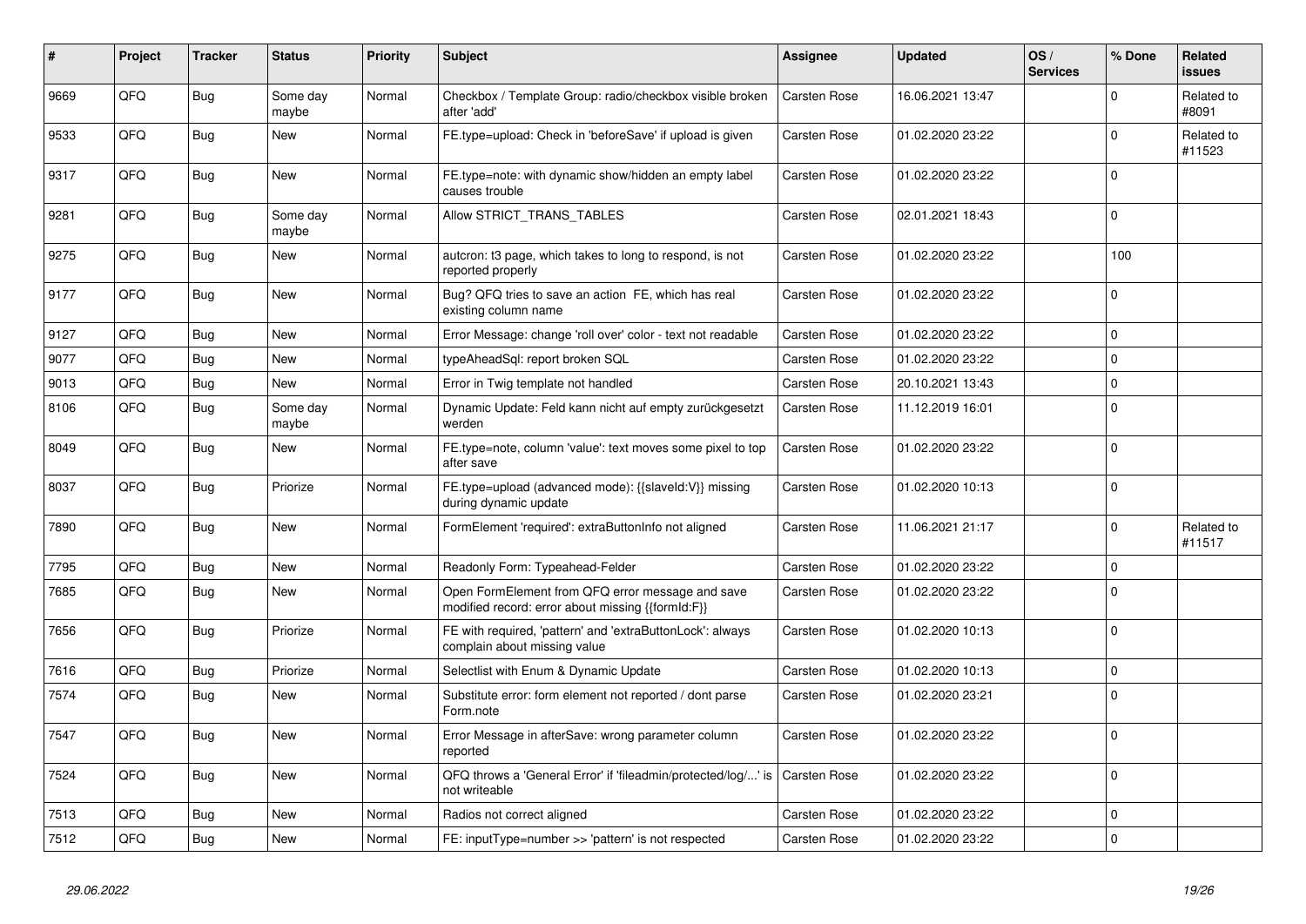| # | Project | Tracker | Status | Priority | Subject | Assignee | Updated | OS / Services | % Done | Related issues |
|---|---|---|---|---|---|---|---|---|---|---|
| 9669 | QFQ | Bug | Some day maybe | Normal | Checkbox / Template Group: radio/checkbox visible broken after 'add' | Carsten Rose | 16.06.2021 13:47 | | 0 | Related to #8091 |
| 9533 | QFQ | Bug | New | Normal | FE.type=upload: Check in 'beforeSave' if upload is given | Carsten Rose | 01.02.2020 23:22 | | 0 | Related to #11523 |
| 9317 | QFQ | Bug | New | Normal | FE.type=note: with dynamic show/hidden an empty label causes trouble | Carsten Rose | 01.02.2020 23:22 | | 0 | |
| 9281 | QFQ | Bug | Some day maybe | Normal | Allow STRICT_TRANS_TABLES | Carsten Rose | 02.01.2021 18:43 | | 0 | |
| 9275 | QFQ | Bug | New | Normal | autcron: t3 page, which takes to long to respond, is not reported properly | Carsten Rose | 01.02.2020 23:22 | | 100 | |
| 9177 | QFQ | Bug | New | Normal | Bug? QFQ tries to save an action FE, which has real existing column name | Carsten Rose | 01.02.2020 23:22 | | 0 | |
| 9127 | QFQ | Bug | New | Normal | Error Message: change 'roll over' color - text not readable | Carsten Rose | 01.02.2020 23:22 | | 0 | |
| 9077 | QFQ | Bug | New | Normal | typeAheadSql: report broken SQL | Carsten Rose | 01.02.2020 23:22 | | 0 | |
| 9013 | QFQ | Bug | New | Normal | Error in Twig template not handled | Carsten Rose | 20.10.2021 13:43 | | 0 | |
| 8106 | QFQ | Bug | Some day maybe | Normal | Dynamic Update: Feld kann nicht auf empty zurückgesetzt werden | Carsten Rose | 11.12.2019 16:01 | | 0 | |
| 8049 | QFQ | Bug | New | Normal | FE.type=note, column 'value': text moves some pixel to top after save | Carsten Rose | 01.02.2020 23:22 | | 0 | |
| 8037 | QFQ | Bug | Priorize | Normal | FE.type=upload (advanced mode): {{slaveId:V}} missing during dynamic update | Carsten Rose | 01.02.2020 10:13 | | 0 | |
| 7890 | QFQ | Bug | New | Normal | FormElement 'required': extraButtonInfo not aligned | Carsten Rose | 11.06.2021 21:17 | | 0 | Related to #11517 |
| 7795 | QFQ | Bug | New | Normal | Readonly Form: Typeahead-Felder | Carsten Rose | 01.02.2020 23:22 | | 0 | |
| 7685 | QFQ | Bug | New | Normal | Open FormElement from QFQ error message and save modified record: error about missing {{formId:F}} | Carsten Rose | 01.02.2020 23:22 | | 0 | |
| 7656 | QFQ | Bug | Priorize | Normal | FE with required, 'pattern' and 'extraButtonLock': always complain about missing value | Carsten Rose | 01.02.2020 10:13 | | 0 | |
| 7616 | QFQ | Bug | Priorize | Normal | Selectlist with Enum & Dynamic Update | Carsten Rose | 01.02.2020 10:13 | | 0 | |
| 7574 | QFQ | Bug | New | Normal | Substitute error: form element not reported / dont parse Form.note | Carsten Rose | 01.02.2020 23:21 | | 0 | |
| 7547 | QFQ | Bug | New | Normal | Error Message in afterSave: wrong parameter column reported | Carsten Rose | 01.02.2020 23:22 | | 0 | |
| 7524 | QFQ | Bug | New | Normal | QFQ throws a 'General Error' if 'fileadmin/protected/log/...' is not writeable | Carsten Rose | 01.02.2020 23:22 | | 0 | |
| 7513 | QFQ | Bug | New | Normal | Radios not correct aligned | Carsten Rose | 01.02.2020 23:22 | | 0 | |
| 7512 | QFQ | Bug | New | Normal | FE: inputType=number >> 'pattern' is not respected | Carsten Rose | 01.02.2020 23:22 | | 0 | |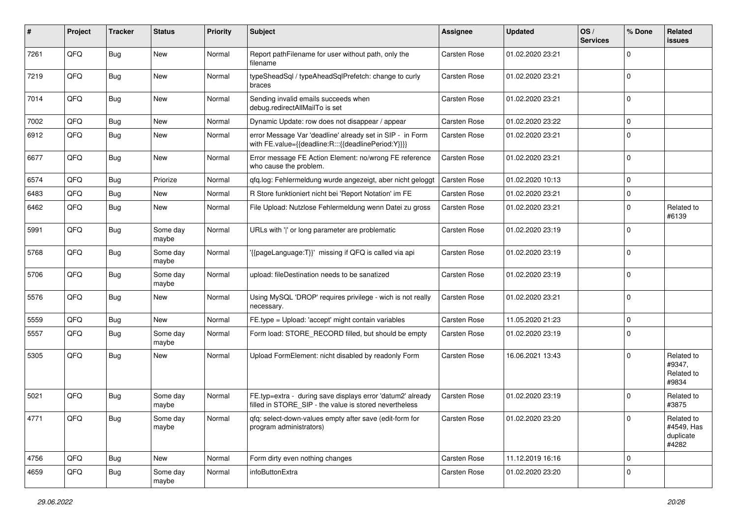| # | Project | Tracker | Status | Priority | Subject | Assignee | Updated | OS / Services | % Done | Related issues |
|---|---|---|---|---|---|---|---|---|---|---|
| 7261 | QFQ | Bug | New | Normal | Report pathFilename for user without path, only the filename | Carsten Rose | 01.02.2020 23:21 | | 0 | |
| 7219 | QFQ | Bug | New | Normal | typeSheadSql / typeAheadSqlPrefetch: change to curly braces | Carsten Rose | 01.02.2020 23:21 | | 0 | |
| 7014 | QFQ | Bug | New | Normal | Sending invalid emails succeeds when debug.redirectAllMailTo is set | Carsten Rose | 01.02.2020 23:21 | | 0 | |
| 7002 | QFQ | Bug | New | Normal | Dynamic Update: row does not disappear / appear | Carsten Rose | 01.02.2020 23:22 | | 0 | |
| 6912 | QFQ | Bug | New | Normal | error Message Var 'deadline' already set in SIP - in Form with FE.value={{deadline:R:::{{deadlinePeriod:Y}}}} | Carsten Rose | 01.02.2020 23:21 | | 0 | |
| 6677 | QFQ | Bug | New | Normal | Error message FE Action Element: no/wrong FE reference who cause the problem. | Carsten Rose | 01.02.2020 23:21 | | 0 | |
| 6574 | QFQ | Bug | Priorize | Normal | qfq.log: Fehlermeldung wurde angezeigt, aber nicht geloggt | Carsten Rose | 01.02.2020 10:13 | | 0 | |
| 6483 | QFQ | Bug | New | Normal | R Store funktioniert nicht bei 'Report Notation' im FE | Carsten Rose | 01.02.2020 23:21 | | 0 | |
| 6462 | QFQ | Bug | New | Normal | File Upload: Nutzlose Fehlermeldung wenn Datei zu gross | Carsten Rose | 01.02.2020 23:21 | | 0 | Related to #6139 |
| 5991 | QFQ | Bug | Some day maybe | Normal | URLs with '\|' or long parameter are problematic | Carsten Rose | 01.02.2020 23:19 | | 0 | |
| 5768 | QFQ | Bug | Some day maybe | Normal | '{{pageLanguage:T}}' missing if QFQ is called via api | Carsten Rose | 01.02.2020 23:19 | | 0 | |
| 5706 | QFQ | Bug | Some day maybe | Normal | upload: fileDestination needs to be sanatized | Carsten Rose | 01.02.2020 23:19 | | 0 | |
| 5576 | QFQ | Bug | New | Normal | Using MySQL 'DROP' requires privilege - wich is not really necessary. | Carsten Rose | 01.02.2020 23:21 | | 0 | |
| 5559 | QFQ | Bug | New | Normal | FE.type = Upload: 'accept' might contain variables | Carsten Rose | 11.05.2020 21:23 | | 0 | |
| 5557 | QFQ | Bug | Some day maybe | Normal | Form load: STORE_RECORD filled, but should be empty | Carsten Rose | 01.02.2020 23:19 | | 0 | |
| 5305 | QFQ | Bug | New | Normal | Upload FormElement: nicht disabled by readonly Form | Carsten Rose | 16.06.2021 13:43 | | 0 | Related to #9347, Related to #9834 |
| 5021 | QFQ | Bug | Some day maybe | Normal | FE.typ=extra - during save displays error 'datum2' already filled in STORE_SIP - the value is stored nevertheless | Carsten Rose | 01.02.2020 23:19 | | 0 | Related to #3875 |
| 4771 | QFQ | Bug | Some day maybe | Normal | qfq: select-down-values empty after save (edit-form for program administrators) | Carsten Rose | 01.02.2020 23:20 | | 0 | Related to #4549, Has duplicate #4282 |
| 4756 | QFQ | Bug | New | Normal | Form dirty even nothing changes | Carsten Rose | 11.12.2019 16:16 | | 0 | |
| 4659 | QFQ | Bug | Some day maybe | Normal | infoButtonExtra | Carsten Rose | 01.02.2020 23:20 | | 0 | |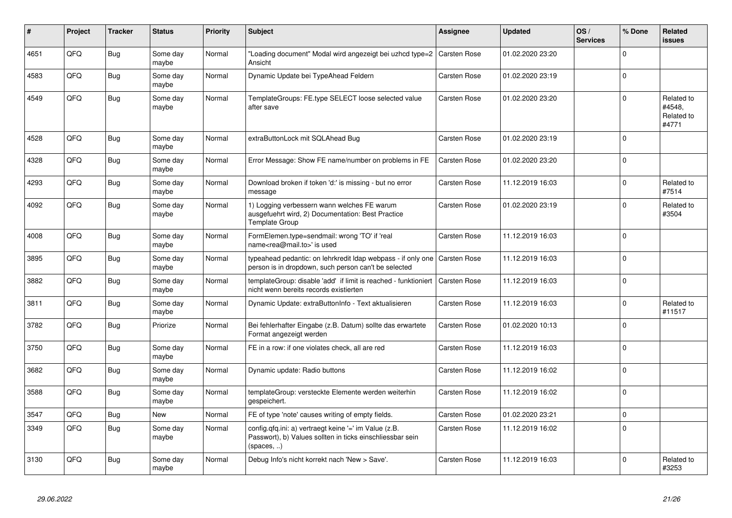| # | Project | Tracker | Status | Priority | Subject | Assignee | Updated | OS / Services | % Done | Related issues |
|---|---|---|---|---|---|---|---|---|---|---|
| 4651 | QFQ | Bug | Some day maybe | Normal | "Loading document" Modal wird angezeigt bei uzhcd type=2 Ansicht | Carsten Rose | 01.02.2020 23:20 | | 0 | |
| 4583 | QFQ | Bug | Some day maybe | Normal | Dynamic Update bei TypeAhead Feldern | Carsten Rose | 01.02.2020 23:19 | | 0 | |
| 4549 | QFQ | Bug | Some day maybe | Normal | TemplateGroups: FE.type SELECT loose selected value after save | Carsten Rose | 01.02.2020 23:20 | | 0 | Related to #4548, Related to #4771 |
| 4528 | QFQ | Bug | Some day maybe | Normal | extraButtonLock mit SQLAhead Bug | Carsten Rose | 01.02.2020 23:19 | | 0 | |
| 4328 | QFQ | Bug | Some day maybe | Normal | Error Message: Show FE name/number on problems in FE | Carsten Rose | 01.02.2020 23:20 | | 0 | |
| 4293 | QFQ | Bug | Some day maybe | Normal | Download broken if token 'd:' is missing - but no error message | Carsten Rose | 11.12.2019 16:03 | | 0 | Related to #7514 |
| 4092 | QFQ | Bug | Some day maybe | Normal | 1) Logging verbessern wann welches FE warum ausgefuehrt wird, 2) Documentation: Best Practice Template Group | Carsten Rose | 01.02.2020 23:19 | | 0 | Related to #3504 |
| 4008 | QFQ | Bug | Some day maybe | Normal | FormElemen.type=sendmail: wrong 'TO' if 'real name<rea@mail.to>' is used | Carsten Rose | 11.12.2019 16:03 | | 0 | |
| 3895 | QFQ | Bug | Some day maybe | Normal | typeahead pedantic: on lehrkredit ldap webpass - if only one person is in dropdown, such person can't be selected | Carsten Rose | 11.12.2019 16:03 | | 0 | |
| 3882 | QFQ | Bug | Some day maybe | Normal | templateGroup: disable 'add' if limit is reached - funktioniert nicht wenn bereits records existierten | Carsten Rose | 11.12.2019 16:03 | | 0 | |
| 3811 | QFQ | Bug | Some day maybe | Normal | Dynamic Update: extraButtonInfo - Text aktualisieren | Carsten Rose | 11.12.2019 16:03 | | 0 | Related to #11517 |
| 3782 | QFQ | Bug | Priorize | Normal | Bei fehlerhafter Eingabe (z.B. Datum) sollte das erwartete Format angezeigt werden | Carsten Rose | 01.02.2020 10:13 | | 0 | |
| 3750 | QFQ | Bug | Some day maybe | Normal | FE in a row: if one violates check, all are red | Carsten Rose | 11.12.2019 16:03 | | 0 | |
| 3682 | QFQ | Bug | Some day maybe | Normal | Dynamic update: Radio buttons | Carsten Rose | 11.12.2019 16:02 | | 0 | |
| 3588 | QFQ | Bug | Some day maybe | Normal | templateGroup: versteckte Elemente werden weiterhin gespeichert. | Carsten Rose | 11.12.2019 16:02 | | 0 | |
| 3547 | QFQ | Bug | New | Normal | FE of type 'note' causes writing of empty fields. | Carsten Rose | 01.02.2020 23:21 | | 0 | |
| 3349 | QFQ | Bug | Some day maybe | Normal | config.qfq.ini: a) vertraegt keine '=' im Value (z.B. Passwort), b) Values sollten in ticks einschliessbar sein (spaces, ..) | Carsten Rose | 11.12.2019 16:02 | | 0 | |
| 3130 | QFQ | Bug | Some day maybe | Normal | Debug Info's nicht korrekt nach 'New > Save'. | Carsten Rose | 11.12.2019 16:03 | | 0 | Related to #3253 |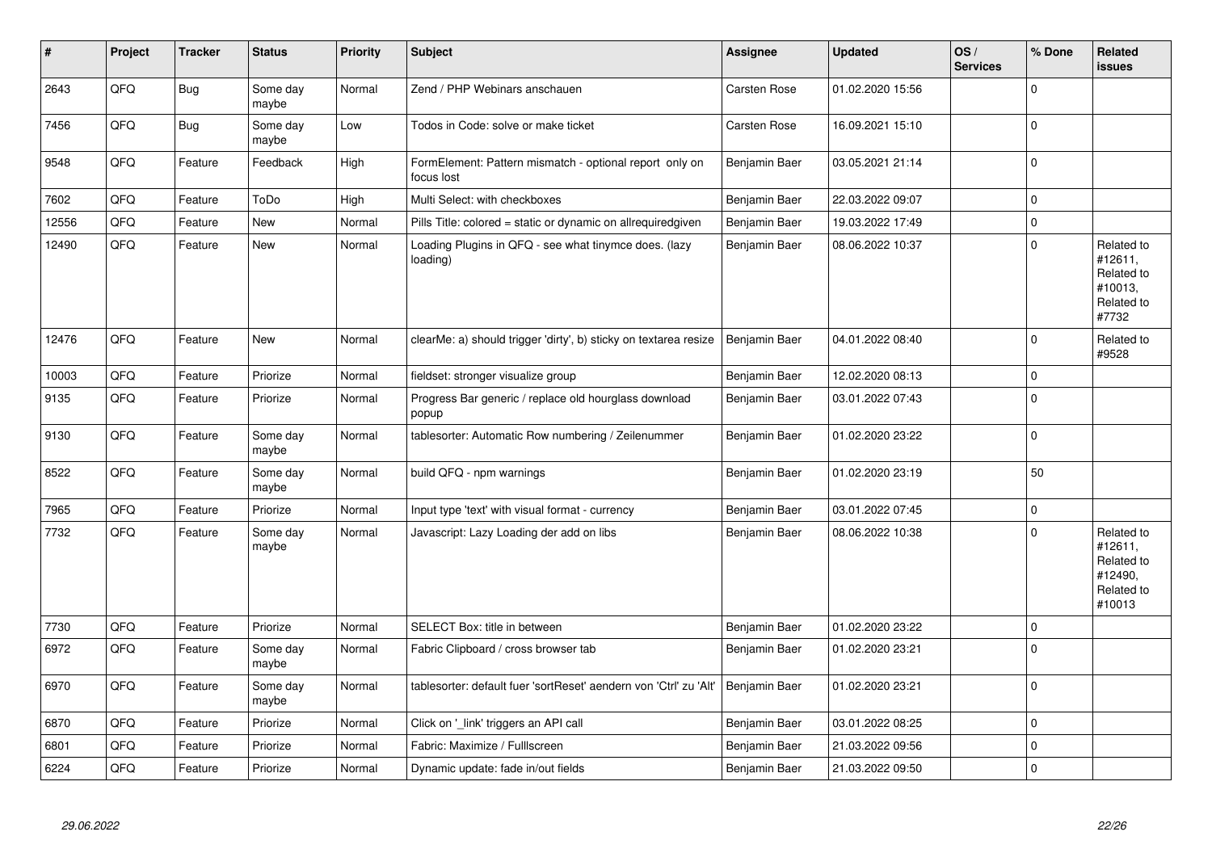| # | Project | Tracker | Status | Priority | Subject | Assignee | Updated | OS / Services | % Done | Related issues |
|---|---|---|---|---|---|---|---|---|---|---|
| 2643 | QFQ | Bug | Some day maybe | Normal | Zend / PHP Webinars anschauen | Carsten Rose | 01.02.2020 15:56 | | 0 | |
| 7456 | QFQ | Bug | Some day maybe | Low | Todos in Code: solve or make ticket | Carsten Rose | 16.09.2021 15:10 | | 0 | |
| 9548 | QFQ | Feature | Feedback | High | FormElement: Pattern mismatch - optional report only on focus lost | Benjamin Baer | 03.05.2021 21:14 | | 0 | |
| 7602 | QFQ | Feature | ToDo | High | Multi Select: with checkboxes | Benjamin Baer | 22.03.2022 09:07 | | 0 | |
| 12556 | QFQ | Feature | New | Normal | Pills Title: colored = static or dynamic on allrequiredgiven | Benjamin Baer | 19.03.2022 17:49 | | 0 | |
| 12490 | QFQ | Feature | New | Normal | Loading Plugins in QFQ - see what tinymce does. (lazy loading) | Benjamin Baer | 08.06.2022 10:37 | | 0 | Related to #12611, Related to #10013, Related to #7732 |
| 12476 | QFQ | Feature | New | Normal | clearMe: a) should trigger 'dirty', b) sticky on textarea resize | Benjamin Baer | 04.01.2022 08:40 | | 0 | Related to #9528 |
| 10003 | QFQ | Feature | Priorize | Normal | fieldset: stronger visualize group | Benjamin Baer | 12.02.2020 08:13 | | 0 | |
| 9135 | QFQ | Feature | Priorize | Normal | Progress Bar generic / replace old hourglass download popup | Benjamin Baer | 03.01.2022 07:43 | | 0 | |
| 9130 | QFQ | Feature | Some day maybe | Normal | tablesorter: Automatic Row numbering / Zeilenummer | Benjamin Baer | 01.02.2020 23:22 | | 0 | |
| 8522 | QFQ | Feature | Some day maybe | Normal | build QFQ - npm warnings | Benjamin Baer | 01.02.2020 23:19 | | 50 | |
| 7965 | QFQ | Feature | Priorize | Normal | Input type 'text' with visual format - currency | Benjamin Baer | 03.01.2022 07:45 | | 0 | |
| 7732 | QFQ | Feature | Some day maybe | Normal | Javascript: Lazy Loading der add on libs | Benjamin Baer | 08.06.2022 10:38 | | 0 | Related to #12611, Related to #12490, Related to #10013 |
| 7730 | QFQ | Feature | Priorize | Normal | SELECT Box: title in between | Benjamin Baer | 01.02.2020 23:22 | | 0 | |
| 6972 | QFQ | Feature | Some day maybe | Normal | Fabric Clipboard / cross browser tab | Benjamin Baer | 01.02.2020 23:21 | | 0 | |
| 6970 | QFQ | Feature | Some day maybe | Normal | tablesorter: default fuer 'sortReset' aendern von 'Ctrl' zu 'Alt' | Benjamin Baer | 01.02.2020 23:21 | | 0 | |
| 6870 | QFQ | Feature | Priorize | Normal | Click on '_link' triggers an API call | Benjamin Baer | 03.01.2022 08:25 | | 0 | |
| 6801 | QFQ | Feature | Priorize | Normal | Fabric: Maximize / Fulllscreen | Benjamin Baer | 21.03.2022 09:56 | | 0 | |
| 6224 | QFQ | Feature | Priorize | Normal | Dynamic update: fade in/out fields | Benjamin Baer | 21.03.2022 09:50 | | 0 | |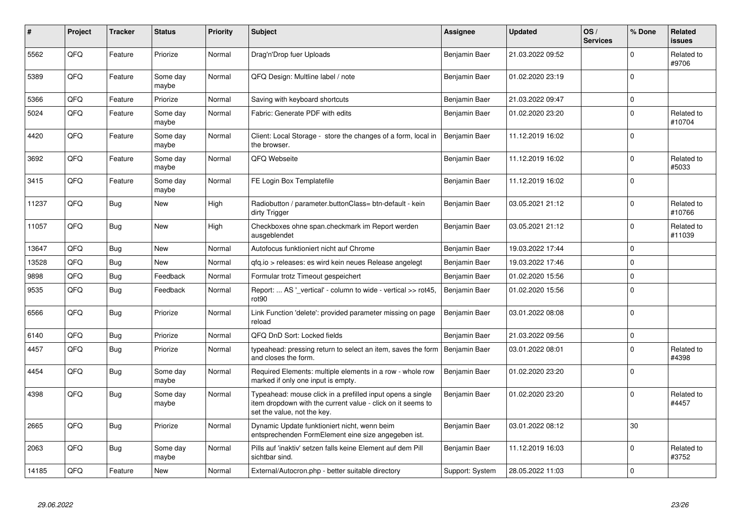| # | Project | Tracker | Status | Priority | Subject | Assignee | Updated | OS / Services | % Done | Related issues |
|---|---|---|---|---|---|---|---|---|---|---|
| 5562 | QFQ | Feature | Priorize | Normal | Drag'n'Drop fuer Uploads | Benjamin Baer | 21.03.2022 09:52 | | 0 | Related to #9706 |
| 5389 | QFQ | Feature | Some day maybe | Normal | QFQ Design: Multline label / note | Benjamin Baer | 01.02.2020 23:19 | | 0 | |
| 5366 | QFQ | Feature | Priorize | Normal | Saving with keyboard shortcuts | Benjamin Baer | 21.03.2022 09:47 | | 0 | |
| 5024 | QFQ | Feature | Some day maybe | Normal | Fabric: Generate PDF with edits | Benjamin Baer | 01.02.2020 23:20 | | 0 | Related to #10704 |
| 4420 | QFQ | Feature | Some day maybe | Normal | Client: Local Storage - store the changes of a form, local in the browser. | Benjamin Baer | 11.12.2019 16:02 | | 0 | |
| 3692 | QFQ | Feature | Some day maybe | Normal | QFQ Webseite | Benjamin Baer | 11.12.2019 16:02 | | 0 | Related to #5033 |
| 3415 | QFQ | Feature | Some day maybe | Normal | FE Login Box Templatefile | Benjamin Baer | 11.12.2019 16:02 | | 0 | |
| 11237 | QFQ | Bug | New | High | Radiobutton / parameter.buttonClass= btn-default - kein dirty Trigger | Benjamin Baer | 03.05.2021 21:12 | | 0 | Related to #10766 |
| 11057 | QFQ | Bug | New | High | Checkboxes ohne span.checkmark im Report werden ausgeblendet | Benjamin Baer | 03.05.2021 21:12 | | 0 | Related to #11039 |
| 13647 | QFQ | Bug | New | Normal | Autofocus funktioniert nicht auf Chrome | Benjamin Baer | 19.03.2022 17:44 | | 0 | |
| 13528 | QFQ | Bug | New | Normal | qfq.io > releases: es wird kein neues Release angelegt | Benjamin Baer | 19.03.2022 17:46 | | 0 | |
| 9898 | QFQ | Bug | Feedback | Normal | Formular trotz Timeout gespeichert | Benjamin Baer | 01.02.2020 15:56 | | 0 | |
| 9535 | QFQ | Bug | Feedback | Normal | Report: ... AS '_vertical' - column to wide - vertical >> rot45, rot90 | Benjamin Baer | 01.02.2020 15:56 | | 0 | |
| 6566 | QFQ | Bug | Priorize | Normal | Link Function 'delete': provided parameter missing on page reload | Benjamin Baer | 03.01.2022 08:08 | | 0 | |
| 6140 | QFQ | Bug | Priorize | Normal | QFQ DnD Sort: Locked fields | Benjamin Baer | 21.03.2022 09:56 | | 0 | |
| 4457 | QFQ | Bug | Priorize | Normal | typeahead: pressing return to select an item, saves the form and closes the form. | Benjamin Baer | 03.01.2022 08:01 | | 0 | Related to #4398 |
| 4454 | QFQ | Bug | Some day maybe | Normal | Required Elements: multiple elements in a row - whole row marked if only one input is empty. | Benjamin Baer | 01.02.2020 23:20 | | 0 | |
| 4398 | QFQ | Bug | Some day maybe | Normal | Typeahead: mouse click in a prefilled input opens a single item dropdown with the current value - click on it seems to set the value, not the key. | Benjamin Baer | 01.02.2020 23:20 | | 0 | Related to #4457 |
| 2665 | QFQ | Bug | Priorize | Normal | Dynamic Update funktioniert nicht, wenn beim entsprechenden FormElement eine size angegeben ist. | Benjamin Baer | 03.01.2022 08:12 | | 30 | |
| 2063 | QFQ | Bug | Some day maybe | Normal | Pills auf 'inaktiv' setzen falls keine Element auf dem Pill sichtbar sind. | Benjamin Baer | 11.12.2019 16:03 | | 0 | Related to #3752 |
| 14185 | QFQ | Feature | New | Normal | External/Autocron.php - better suitable directory | Support: System | 28.05.2022 11:03 | | 0 | |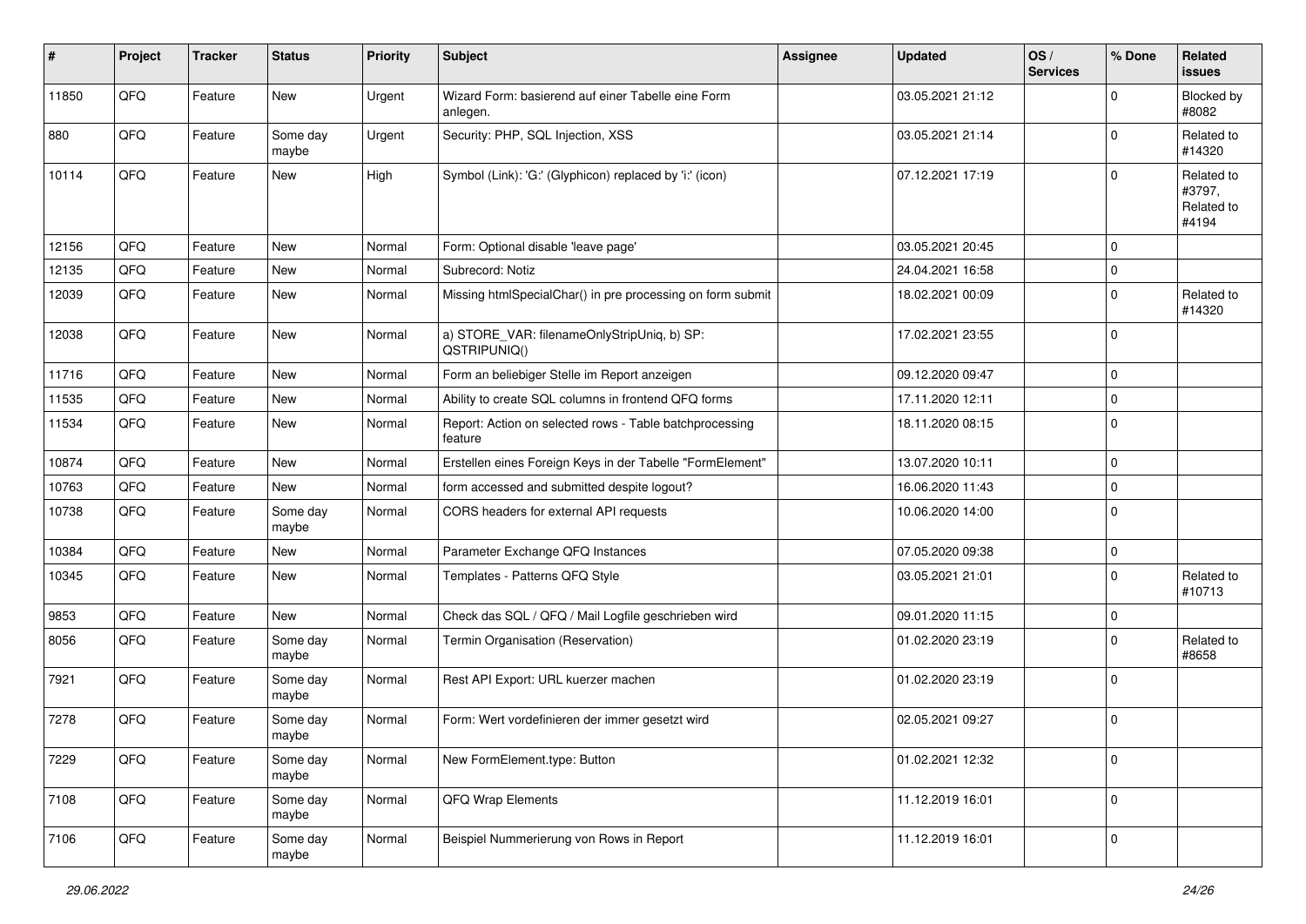| # | Project | Tracker | Status | Priority | Subject | Assignee | Updated | OS / Services | % Done | Related issues |
|---|---|---|---|---|---|---|---|---|---|---|
| 11850 | QFQ | Feature | New | Urgent | Wizard Form: basierend auf einer Tabelle eine Form anlegen. | | 03.05.2021 21:12 | | 0 | Blocked by #8082 |
| 880 | QFQ | Feature | Some day maybe | Urgent | Security: PHP, SQL Injection, XSS | | 03.05.2021 21:14 | | 0 | Related to #14320 |
| 10114 | QFQ | Feature | New | High | Symbol (Link): 'G:' (Glyphicon) replaced by 'i:' (icon) | | 07.12.2021 17:19 | | 0 | Related to #3797, Related to #4194 |
| 12156 | QFQ | Feature | New | Normal | Form: Optional disable 'leave page' | | 03.05.2021 20:45 | | 0 | |
| 12135 | QFQ | Feature | New | Normal | Subrecord: Notiz | | 24.04.2021 16:58 | | 0 | |
| 12039 | QFQ | Feature | New | Normal | Missing htmlSpecialChar() in pre processing on form submit | | 18.02.2021 00:09 | | 0 | Related to #14320 |
| 12038 | QFQ | Feature | New | Normal | a) STORE_VAR: filenameOnlyStripUniq, b) SP: QSTRIPUNIQ() | | 17.02.2021 23:55 | | 0 | |
| 11716 | QFQ | Feature | New | Normal | Form an beliebiger Stelle im Report anzeigen | | 09.12.2020 09:47 | | 0 | |
| 11535 | QFQ | Feature | New | Normal | Ability to create SQL columns in frontend QFQ forms | | 17.11.2020 12:11 | | 0 | |
| 11534 | QFQ | Feature | New | Normal | Report: Action on selected rows - Table batchprocessing feature | | 18.11.2020 08:15 | | 0 | |
| 10874 | QFQ | Feature | New | Normal | Erstellen eines Foreign Keys in der Tabelle "FormElement" | | 13.07.2020 10:11 | | 0 | |
| 10763 | QFQ | Feature | New | Normal | form accessed and submitted despite logout? | | 16.06.2020 11:43 | | 0 | |
| 10738 | QFQ | Feature | Some day maybe | Normal | CORS headers for external API requests | | 10.06.2020 14:00 | | 0 | |
| 10384 | QFQ | Feature | New | Normal | Parameter Exchange QFQ Instances | | 07.05.2020 09:38 | | 0 | |
| 10345 | QFQ | Feature | New | Normal | Templates - Patterns QFQ Style | | 03.05.2021 21:01 | | 0 | Related to #10713 |
| 9853 | QFQ | Feature | New | Normal | Check das SQL / QFQ / Mail Logfile geschrieben wird | | 09.01.2020 11:15 | | 0 | |
| 8056 | QFQ | Feature | Some day maybe | Normal | Termin Organisation (Reservation) | | 01.02.2020 23:19 | | 0 | Related to #8658 |
| 7921 | QFQ | Feature | Some day maybe | Normal | Rest API Export: URL kuerzer machen | | 01.02.2020 23:19 | | 0 | |
| 7278 | QFQ | Feature | Some day maybe | Normal | Form: Wert vordefinieren der immer gesetzt wird | | 02.05.2021 09:27 | | 0 | |
| 7229 | QFQ | Feature | Some day maybe | Normal | New FormElement.type: Button | | 01.02.2021 12:32 | | 0 | |
| 7108 | QFQ | Feature | Some day maybe | Normal | QFQ Wrap Elements | | 11.12.2019 16:01 | | 0 | |
| 7106 | QFQ | Feature | Some day maybe | Normal | Beispiel Nummerierung von Rows in Report | | 11.12.2019 16:01 | | 0 | |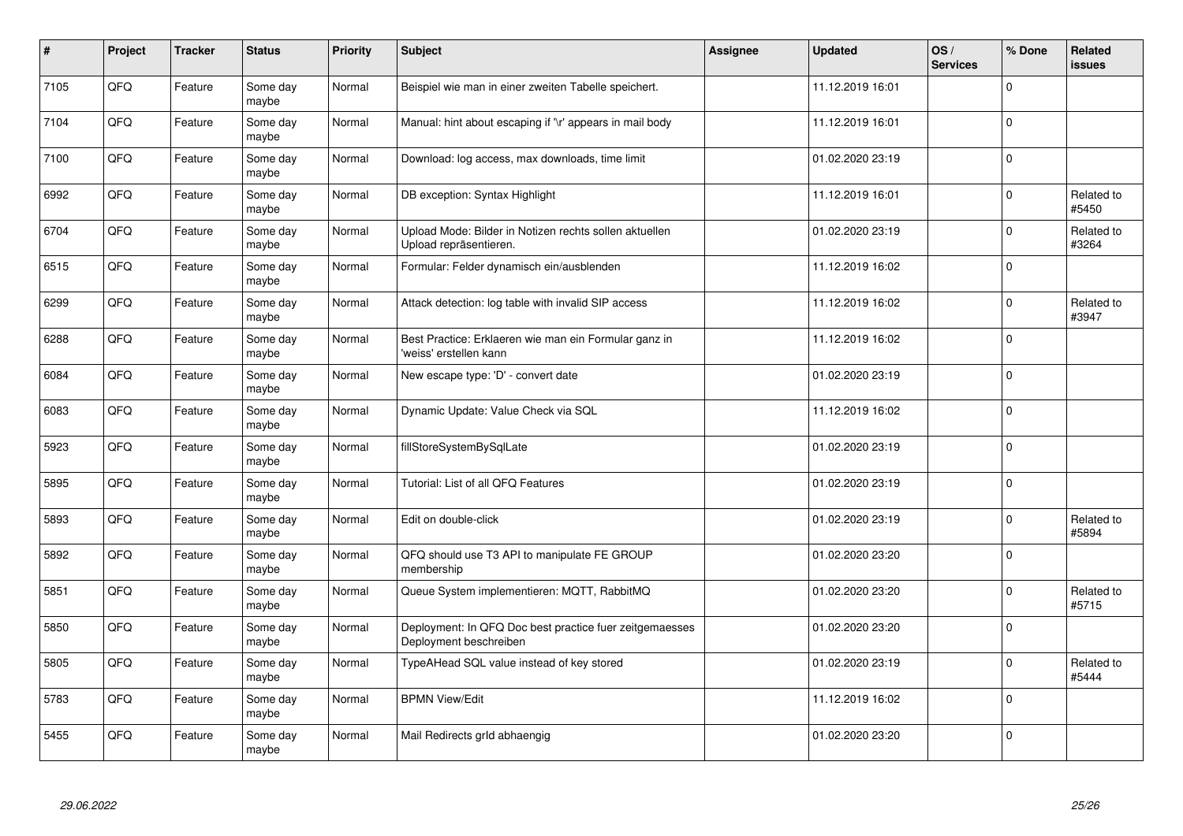| # | Project | Tracker | Status | Priority | Subject | Assignee | Updated | OS / Services | % Done | Related issues |
|---|---|---|---|---|---|---|---|---|---|---|
| 7105 | QFQ | Feature | Some day maybe | Normal | Beispiel wie man in einer zweiten Tabelle speichert. | | 11.12.2019 16:01 | | 0 | |
| 7104 | QFQ | Feature | Some day maybe | Normal | Manual: hint about escaping if '\r' appears in mail body | | 11.12.2019 16:01 | | 0 | |
| 7100 | QFQ | Feature | Some day maybe | Normal | Download: log access, max downloads, time limit | | 01.02.2020 23:19 | | 0 | |
| 6992 | QFQ | Feature | Some day maybe | Normal | DB exception: Syntax Highlight | | 11.12.2019 16:01 | | 0 | Related to #5450 |
| 6704 | QFQ | Feature | Some day maybe | Normal | Upload Mode: Bilder in Notizen rechts sollen aktuellen Upload repräsentieren. | | 01.02.2020 23:19 | | 0 | Related to #3264 |
| 6515 | QFQ | Feature | Some day maybe | Normal | Formular: Felder dynamisch ein/ausblenden | | 11.12.2019 16:02 | | 0 | |
| 6299 | QFQ | Feature | Some day maybe | Normal | Attack detection: log table with invalid SIP access | | 11.12.2019 16:02 | | 0 | Related to #3947 |
| 6288 | QFQ | Feature | Some day maybe | Normal | Best Practice: Erklaeren wie man ein Formular ganz in 'weiss' erstellen kann | | 11.12.2019 16:02 | | 0 | |
| 6084 | QFQ | Feature | Some day maybe | Normal | New escape type: 'D' - convert date | | 01.02.2020 23:19 | | 0 | |
| 6083 | QFQ | Feature | Some day maybe | Normal | Dynamic Update: Value Check via SQL | | 11.12.2019 16:02 | | 0 | |
| 5923 | QFQ | Feature | Some day maybe | Normal | fillStoreSystemBySqlLate | | 01.02.2020 23:19 | | 0 | |
| 5895 | QFQ | Feature | Some day maybe | Normal | Tutorial: List of all QFQ Features | | 01.02.2020 23:19 | | 0 | |
| 5893 | QFQ | Feature | Some day maybe | Normal | Edit on double-click | | 01.02.2020 23:19 | | 0 | Related to #5894 |
| 5892 | QFQ | Feature | Some day maybe | Normal | QFQ should use T3 API to manipulate FE GROUP membership | | 01.02.2020 23:20 | | 0 | |
| 5851 | QFQ | Feature | Some day maybe | Normal | Queue System implementieren: MQTT, RabbitMQ | | 01.02.2020 23:20 | | 0 | Related to #5715 |
| 5850 | QFQ | Feature | Some day maybe | Normal | Deployment: In QFQ Doc best practice fuer zeitgemaesses Deployment beschreiben | | 01.02.2020 23:20 | | 0 | |
| 5805 | QFQ | Feature | Some day maybe | Normal | TypeAHead SQL value instead of key stored | | 01.02.2020 23:19 | | 0 | Related to #5444 |
| 5783 | QFQ | Feature | Some day maybe | Normal | BPMN View/Edit | | 11.12.2019 16:02 | | 0 | |
| 5455 | QFQ | Feature | Some day maybe | Normal | Mail Redirects grId abhaengig | | 01.02.2020 23:20 | | 0 | |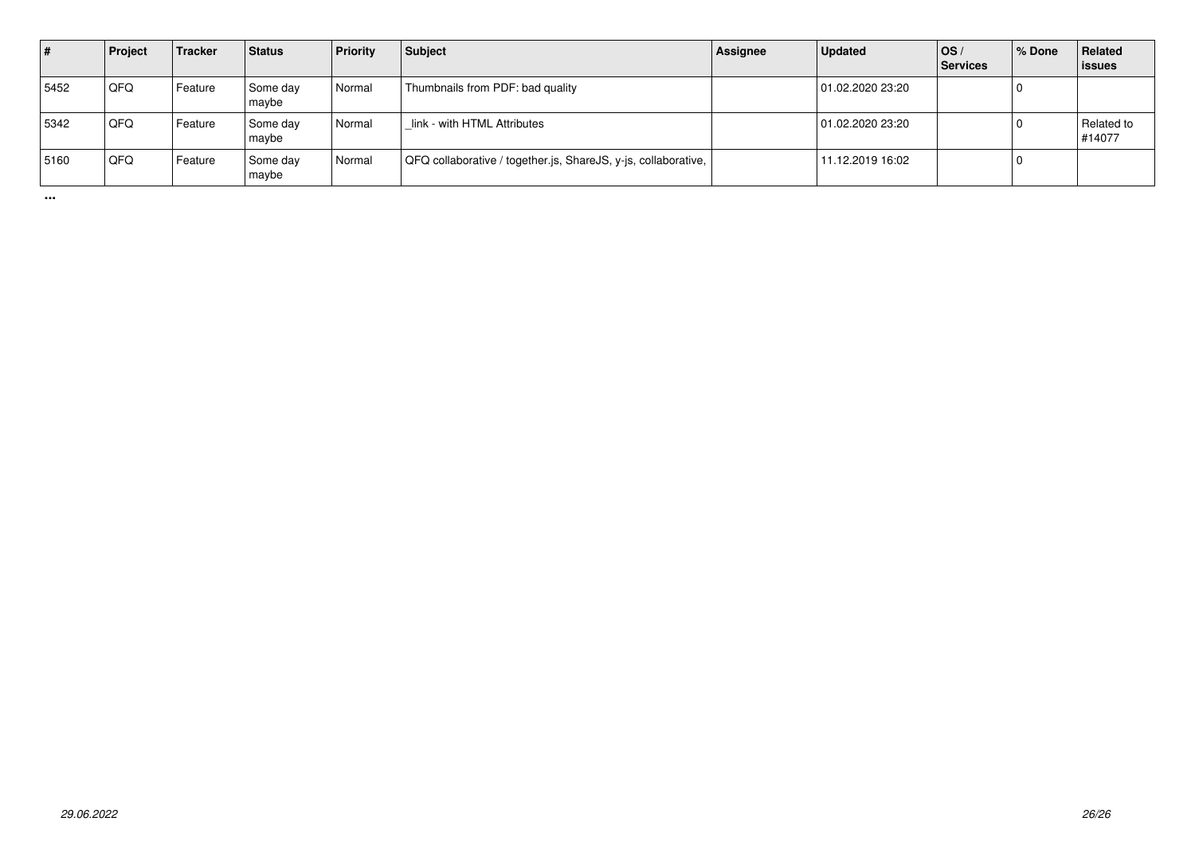| # | Project | Tracker | Status | Priority | Subject | Assignee | Updated | OS / Services | % Done | Related issues |
|---|---|---|---|---|---|---|---|---|---|---|
| 5452 | QFQ | Feature | Some day maybe | Normal | Thumbnails from PDF: bad quality | | 01.02.2020 23:20 | | 0 | |
| 5342 | QFQ | Feature | Some day maybe | Normal | _link - with HTML Attributes | | 01.02.2020 23:20 | | 0 | Related to #14077 |
| 5160 | QFQ | Feature | Some day maybe | Normal | QFQ collaborative / together.js, ShareJS, y-js, collaborative, | | 11.12.2019 16:02 | | 0 | |

...